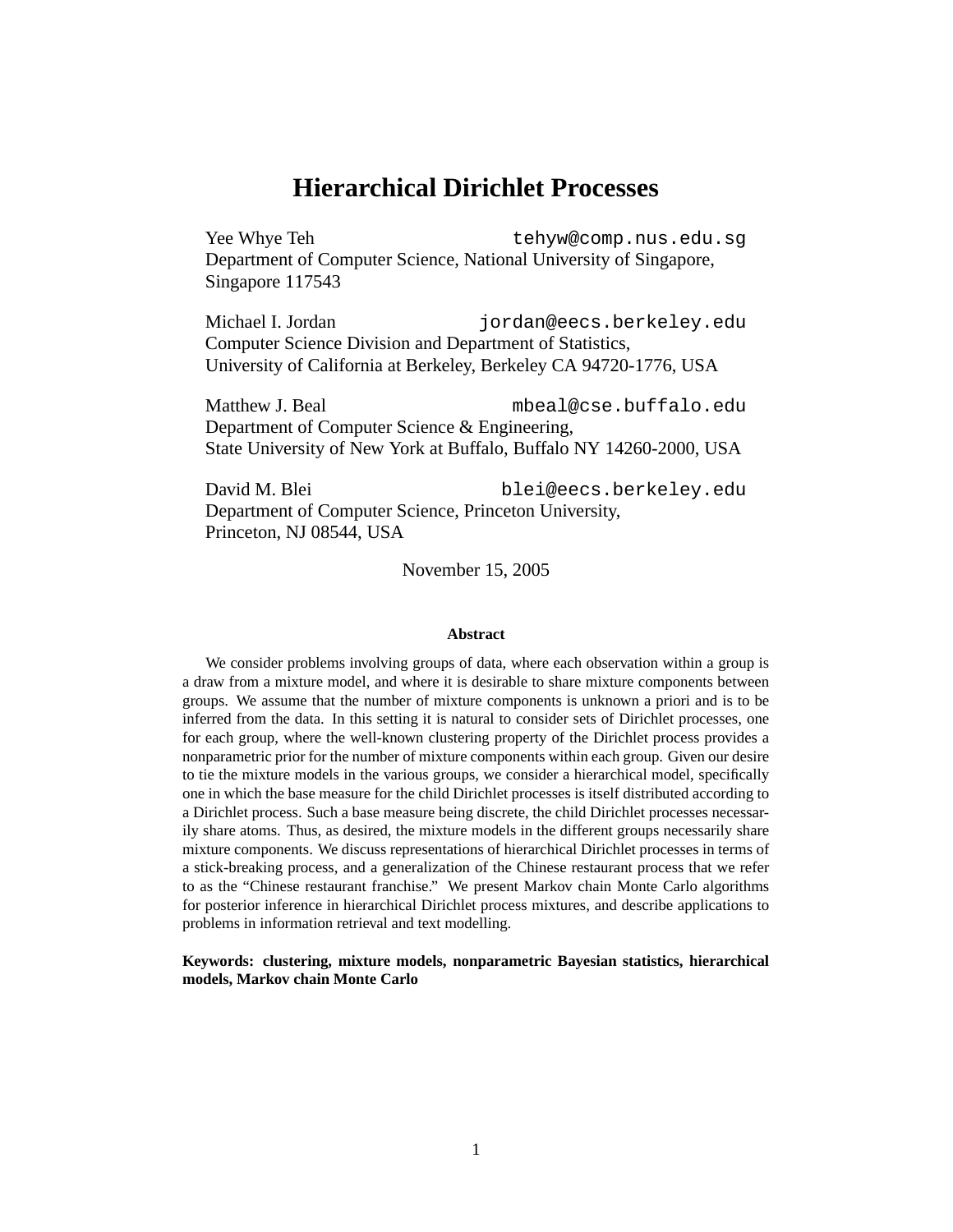# Hierarchical Dirichlet Processes

Yee Whye Teh tehyw@comp.nus.edu.sg
Department of Computer Science, National University of Singapore,
Singapore 117543

Michael I. Jordan jordan@eecs.berkeley.edu
Computer Science Division and Department of Statistics,
University of California at Berkeley, Berkeley CA 94720-1776, USA

Matthew J. Beal mbeal@cse.buffalo.edu
Department of Computer Science & Engineering,
State University of New York at Buffalo, Buffalo NY 14260-2000, USA

David M. Blei blei@eecs.berkeley.edu
Department of Computer Science, Princeton University,
Princeton, NJ 08544, USA

November 15, 2005

**Abstract**

We consider problems involving groups of data, where each observation within a group is a draw from a mixture model, and where it is desirable to share mixture components between groups. We assume that the number of mixture components is unknown a priori and is to be inferred from the data. In this setting it is natural to consider sets of Dirichlet processes, one for each group, where the well-known clustering property of the Dirichlet process provides a nonparametric prior for the number of mixture components within each group. Given our desire to tie the mixture models in the various groups, we consider a hierarchical model, specifically one in which the base measure for the child Dirichlet processes is itself distributed according to a Dirichlet process. Such a base measure being discrete, the child Dirichlet processes necessarily share atoms. Thus, as desired, the mixture models in the different groups necessarily share mixture components. We discuss representations of hierarchical Dirichlet processes in terms of a stick-breaking process, and a generalization of the Chinese restaurant process that we refer to as the "Chinese restaurant franchise." We present Markov chain Monte Carlo algorithms for posterior inference in hierarchical Dirichlet process mixtures, and describe applications to problems in information retrieval and text modelling.

**Keywords: clustering, mixture models, nonparametric Bayesian statistics, hierarchical models, Markov chain Monte Carlo**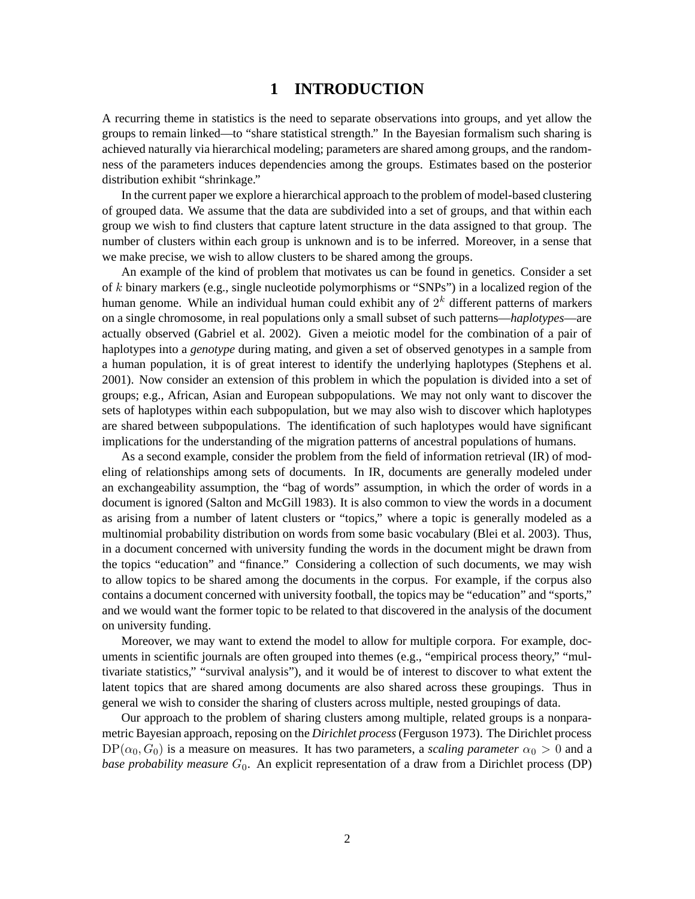# 1 INTRODUCTION

A recurring theme in statistics is the need to separate observations into groups, and yet allow the groups to remain linked—to "share statistical strength." In the Bayesian formalism such sharing is achieved naturally via hierarchical modeling; parameters are shared among groups, and the randomness of the parameters induces dependencies among the groups. Estimates based on the posterior distribution exhibit "shrinkage."

In the current paper we explore a hierarchical approach to the problem of model-based clustering of grouped data. We assume that the data are subdivided into a set of groups, and that within each group we wish to find clusters that capture latent structure in the data assigned to that group. The number of clusters within each group is unknown and is to be inferred. Moreover, in a sense that we make precise, we wish to allow clusters to be shared among the groups.

An example of the kind of problem that motivates us can be found in genetics. Consider a set of $k$ binary markers (e.g., single nucleotide polymorphisms or "SNPs") in a localized region of the human genome. While an individual human could exhibit any of $2^k$ different patterns of markers on a single chromosome, in real populations only a small subset of such patterns—*haplotypes*—are actually observed (Gabriel et al. 2002). Given a meiotic model for the combination of a pair of haplotypes into a *genotype* during mating, and given a set of observed genotypes in a sample from a human population, it is of great interest to identify the underlying haplotypes (Stephens et al. 2001). Now consider an extension of this problem in which the population is divided into a set of groups; e.g., African, Asian and European subpopulations. We may not only want to discover the sets of haplotypes within each subpopulation, but we may also wish to discover which haplotypes are shared between subpopulations. The identification of such haplotypes would have significant implications for the understanding of the migration patterns of ancestral populations of humans.

As a second example, consider the problem from the field of information retrieval (IR) of modeling of relationships among sets of documents. In IR, documents are generally modeled under an exchangeability assumption, the "bag of words" assumption, in which the order of words in a document is ignored (Salton and McGill 1983). It is also common to view the words in a document as arising from a number of latent clusters or "topics," where a topic is generally modeled as a multinomial probability distribution on words from some basic vocabulary (Blei et al. 2003). Thus, in a document concerned with university funding the words in the document might be drawn from the topics "education" and "finance." Considering a collection of such documents, we may wish to allow topics to be shared among the documents in the corpus. For example, if the corpus also contains a document concerned with university football, the topics may be "education" and "sports," and we would want the former topic to be related to that discovered in the analysis of the document on university funding.

Moreover, we may want to extend the model to allow for multiple corpora. For example, documents in scientific journals are often grouped into themes (e.g., "empirical process theory," "multivariate statistics," "survival analysis"), and it would be of interest to discover to what extent the latent topics that are shared among documents are also shared across these groupings. Thus in general we wish to consider the sharing of clusters across multiple, nested groupings of data.

Our approach to the problem of sharing clusters among multiple, related groups is a nonparametric Bayesian approach, reposing on the *Dirichlet process* (Ferguson 1973). The Dirichlet process $\mathrm{DP}(\alpha_0, G_0)$ is a measure on measures. It has two parameters, a *scaling parameter* $\alpha_0 > 0$ and a *base probability measure* $G_0$. An explicit representation of a draw from a Dirichlet process (DP)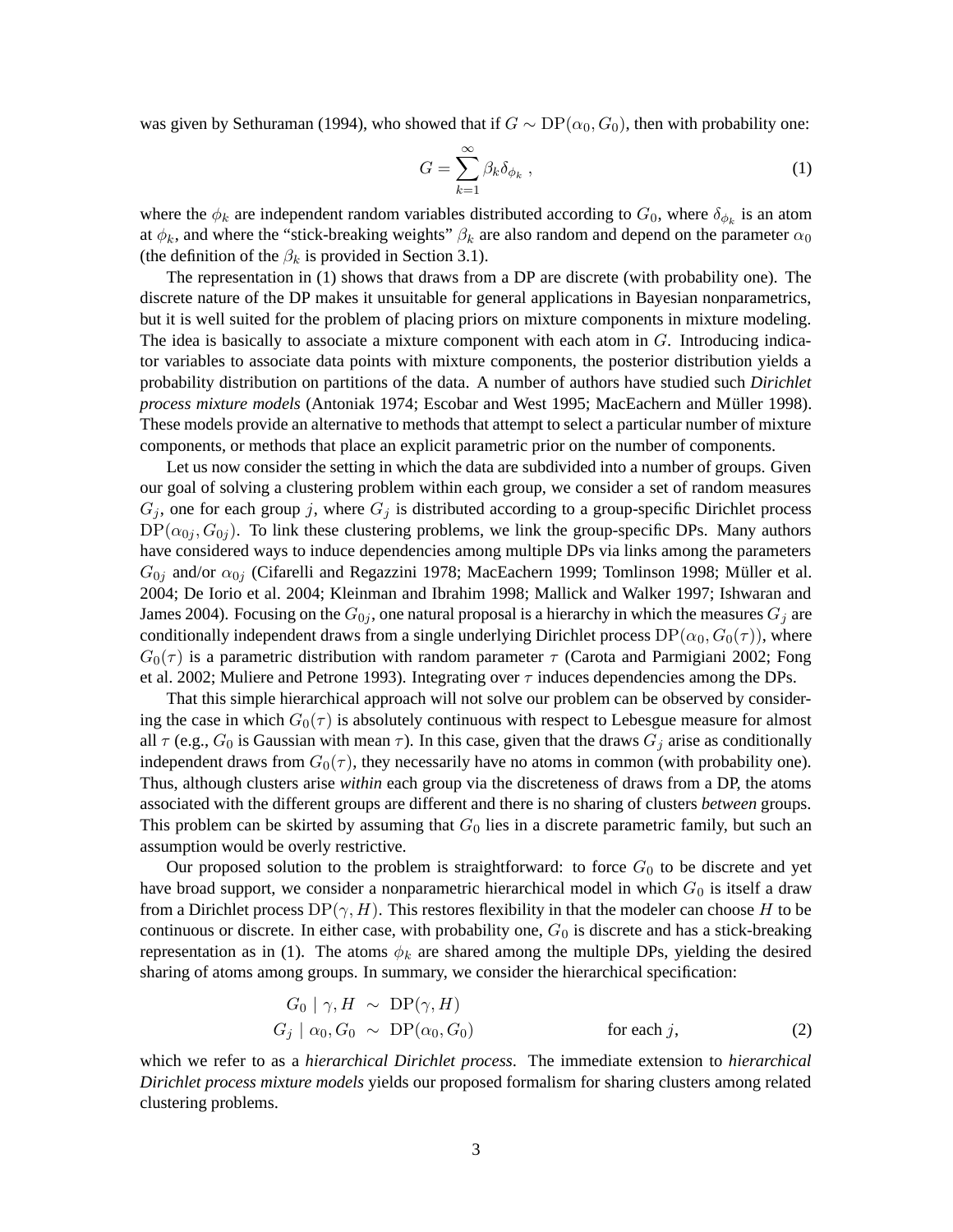was given by Sethuraman (1994), who showed that if $G \sim \mathrm{DP}(\alpha_0, G_0)$, then with probability one:

$$G = \sum_{k=1}^{\infty} \beta_k \delta_{\phi_k} \,, \tag{1}$$

where the $\phi_k$ are independent random variables distributed according to $G_0$, where $\delta_{\phi_k}$ is an atom at $\phi_k$, and where the "stick-breaking weights" $\beta_k$ are also random and depend on the parameter $\alpha_0$ (the definition of the $\beta_k$ is provided in Section 3.1).

The representation in (1) shows that draws from a DP are discrete (with probability one). The discrete nature of the DP makes it unsuitable for general applications in Bayesian nonparametrics, but it is well suited for the problem of placing priors on mixture components in mixture modeling. The idea is basically to associate a mixture component with each atom in $G$. Introducing indicator variables to associate data points with mixture components, the posterior distribution yields a probability distribution on partitions of the data. A number of authors have studied such *Dirichlet process mixture models* (Antoniak 1974; Escobar and West 1995; MacEachern and Müller 1998). These models provide an alternative to methods that attempt to select a particular number of mixture components, or methods that place an explicit parametric prior on the number of components.

Let us now consider the setting in which the data are subdivided into a number of groups. Given our goal of solving a clustering problem within each group, we consider a set of random measures $G_j$, one for each group $j$, where $G_j$ is distributed according to a group-specific Dirichlet process $\mathrm{DP}(\alpha_{0j}, G_{0j})$. To link these clustering problems, we link the group-specific DPs. Many authors have considered ways to induce dependencies among multiple DPs via links among the parameters $G_{0j}$ and/or $\alpha_{0j}$ (Cifarelli and Regazzini 1978; MacEachern 1999; Tomlinson 1998; Müller et al. 2004; De Iorio et al. 2004; Kleinman and Ibrahim 1998; Mallick and Walker 1997; Ishwaran and James 2004). Focusing on the $G_{0j}$, one natural proposal is a hierarchy in which the measures $G_j$ are conditionally independent draws from a single underlying Dirichlet process $\mathrm{DP}(\alpha_0, G_0(\tau))$, where $G_0(\tau)$ is a parametric distribution with random parameter $\tau$ (Carota and Parmigiani 2002; Fong et al. 2002; Muliere and Petrone 1993). Integrating over $\tau$ induces dependencies among the DPs.

That this simple hierarchical approach will not solve our problem can be observed by considering the case in which $G_0(\tau)$ is absolutely continuous with respect to Lebesgue measure for almost all $\tau$ (e.g., $G_0$ is Gaussian with mean $\tau$). In this case, given that the draws $G_j$ arise as conditionally independent draws from $G_0(\tau)$, they necessarily have no atoms in common (with probability one). Thus, although clusters arise *within* each group via the discreteness of draws from a DP, the atoms associated with the different groups are different and there is no sharing of clusters *between* groups. This problem can be skirted by assuming that $G_0$ lies in a discrete parametric family, but such an assumption would be overly restrictive.

Our proposed solution to the problem is straightforward: to force $G_0$ to be discrete and yet have broad support, we consider a nonparametric hierarchical model in which $G_0$ is itself a draw from a Dirichlet process $\mathrm{DP}(\gamma, H)$. This restores flexibility in that the modeler can choose $H$ to be continuous or discrete. In either case, with probability one, $G_0$ is discrete and has a stick-breaking representation as in (1). The atoms $\phi_k$ are shared among the multiple DPs, yielding the desired sharing of atoms among groups. In summary, we consider the hierarchical specification:

$$\begin{aligned} G_0 \mid \gamma, H &\sim \mathrm{DP}(\gamma, H) \\ G_j \mid \alpha_0, G_0 &\sim \mathrm{DP}(\alpha_0, G_0) \qquad \text{for each } j, \end{aligned} \tag{2}$$

which we refer to as a *hierarchical Dirichlet process*. The immediate extension to *hierarchical Dirichlet process mixture models* yields our proposed formalism for sharing clusters among related clustering problems.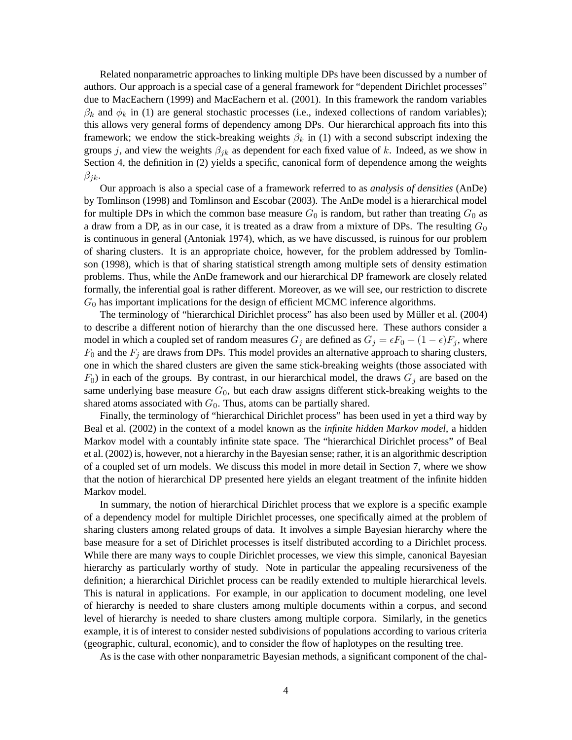Related nonparametric approaches to linking multiple DPs have been discussed by a number of authors. Our approach is a special case of a general framework for "dependent Dirichlet processes" due to MacEachern (1999) and MacEachern et al. (2001). In this framework the random variables $\beta_k$ and $\phi_k$ in (1) are general stochastic processes (i.e., indexed collections of random variables); this allows very general forms of dependency among DPs. Our hierarchical approach fits into this framework; we endow the stick-breaking weights $\beta_k$ in (1) with a second subscript indexing the groups $j$, and view the weights $\beta_{jk}$ as dependent for each fixed value of $k$. Indeed, as we show in Section 4, the definition in (2) yields a specific, canonical form of dependence among the weights $\beta_{jk}$.

Our approach is also a special case of a framework referred to as *analysis of densities* (AnDe) by Tomlinson (1998) and Tomlinson and Escobar (2003). The AnDe model is a hierarchical model for multiple DPs in which the common base measure $G_0$ is random, but rather than treating $G_0$ as a draw from a DP, as in our case, it is treated as a draw from a mixture of DPs. The resulting $G_0$ is continuous in general (Antoniak 1974), which, as we have discussed, is ruinous for our problem of sharing clusters. It is an appropriate choice, however, for the problem addressed by Tomlinson (1998), which is that of sharing statistical strength among multiple sets of density estimation problems. Thus, while the AnDe framework and our hierarchical DP framework are closely related formally, the inferential goal is rather different. Moreover, as we will see, our restriction to discrete $G_0$ has important implications for the design of efficient MCMC inference algorithms.

The terminology of "hierarchical Dirichlet process" has also been used by Müller et al. (2004) to describe a different notion of hierarchy than the one discussed here. These authors consider a model in which a coupled set of random measures $G_j$ are defined as $G_j = \epsilon F_0 + (1-\epsilon)F_j$, where $F_0$ and the $F_j$ are draws from DPs. This model provides an alternative approach to sharing clusters, one in which the shared clusters are given the same stick-breaking weights (those associated with $F_0$) in each of the groups. By contrast, in our hierarchical model, the draws $G_j$ are based on the same underlying base measure $G_0$, but each draw assigns different stick-breaking weights to the shared atoms associated with $G_0$. Thus, atoms can be partially shared.

Finally, the terminology of "hierarchical Dirichlet process" has been used in yet a third way by Beal et al. (2002) in the context of a model known as the *infinite hidden Markov model*, a hidden Markov model with a countably infinite state space. The "hierarchical Dirichlet process" of Beal et al. (2002) is, however, not a hierarchy in the Bayesian sense; rather, it is an algorithmic description of a coupled set of urn models. We discuss this model in more detail in Section 7, where we show that the notion of hierarchical DP presented here yields an elegant treatment of the infinite hidden Markov model.

In summary, the notion of hierarchical Dirichlet process that we explore is a specific example of a dependency model for multiple Dirichlet processes, one specifically aimed at the problem of sharing clusters among related groups of data. It involves a simple Bayesian hierarchy where the base measure for a set of Dirichlet processes is itself distributed according to a Dirichlet process. While there are many ways to couple Dirichlet processes, we view this simple, canonical Bayesian hierarchy as particularly worthy of study. Note in particular the appealing recursiveness of the definition; a hierarchical Dirichlet process can be readily extended to multiple hierarchical levels. This is natural in applications. For example, in our application to document modeling, one level of hierarchy is needed to share clusters among multiple documents within a corpus, and second level of hierarchy is needed to share clusters among multiple corpora. Similarly, in the genetics example, it is of interest to consider nested subdivisions of populations according to various criteria (geographic, cultural, economic), and to consider the flow of haplotypes on the resulting tree.

As is the case with other nonparametric Bayesian methods, a significant component of the chal-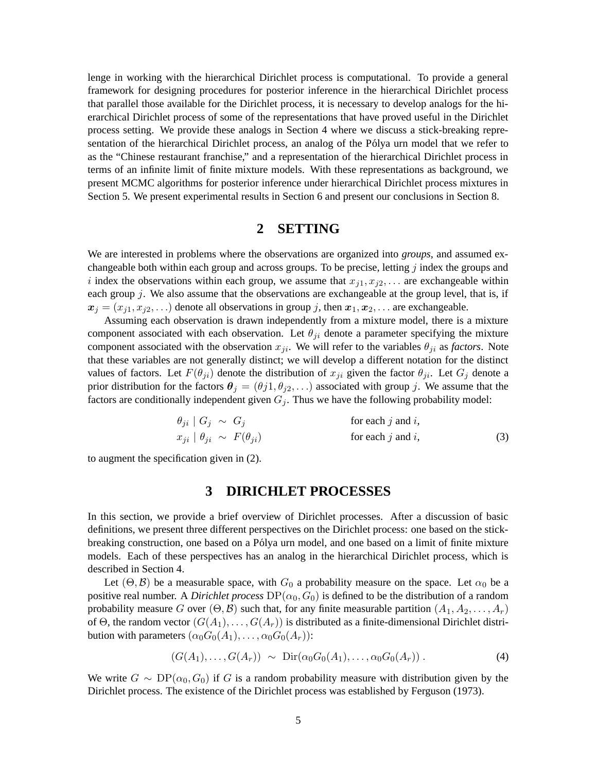lenge in working with the hierarchical Dirichlet process is computational. To provide a general framework for designing procedures for posterior inference in the hierarchical Dirichlet process that parallel those available for the Dirichlet process, it is necessary to develop analogs for the hierarchical Dirichlet process of some of the representations that have proved useful in the Dirichlet process setting. We provide these analogs in Section 4 where we discuss a stick-breaking representation of the hierarchical Dirichlet process, an analog of the Pólya urn model that we refer to as the "Chinese restaurant franchise," and a representation of the hierarchical Dirichlet process in terms of an infinite limit of finite mixture models. With these representations as background, we present MCMC algorithms for posterior inference under hierarchical Dirichlet process mixtures in Section 5. We present experimental results in Section 6 and present our conclusions in Section 8.

## 2 SETTING

We are interested in problems where the observations are organized into *groups*, and assumed exchangeable both within each group and across groups. To be precise, letting $j$ index the groups and $i$ index the observations within each group, we assume that $x_{j1}, x_{j2}, \ldots$ are exchangeable within each group $j$. We also assume that the observations are exchangeable at the group level, that is, if $\boldsymbol{x}_j = (x_{j1}, x_{j2}, \ldots)$ denote all observations in group $j$, then $\boldsymbol{x}_1, \boldsymbol{x}_2, \ldots$ are exchangeable.

Assuming each observation is drawn independently from a mixture model, there is a mixture component associated with each observation. Let $\theta_{ji}$ denote a parameter specifying the mixture component associated with the observation $x_{ji}$. We will refer to the variables $\theta_{ji}$ as *factors*. Note that these variables are not generally distinct; we will develop a different notation for the distinct values of factors. Let $F(\theta_{ji})$ denote the distribution of $x_{ji}$ given the factor $\theta_{ji}$. Let $G_j$ denote a prior distribution for the factors $\boldsymbol{\theta}_j = (\theta j1, \theta_{j2}, \ldots)$ associated with group $j$. We assume that the factors are conditionally independent given $G_j$. Thus we have the following probability model:

$$
\begin{aligned}
\theta_{ji} \mid G_j &\sim G_j && \text{for each } j \text{ and } i, \\
x_{ji} \mid \theta_{ji} &\sim F(\theta_{ji}) && \text{for each } j \text{ and } i,
\end{aligned}
\tag{3}
$$

to augment the specification given in (2).

## 3 DIRICHLET PROCESSES

In this section, we provide a brief overview of Dirichlet processes. After a discussion of basic definitions, we present three different perspectives on the Dirichlet process: one based on the stick-breaking construction, one based on a Pólya urn model, and one based on a limit of finite mixture models. Each of these perspectives has an analog in the hierarchical Dirichlet process, which is described in Section 4.

Let $(\Theta, \mathcal{B})$ be a measurable space, with $G_0$ a probability measure on the space. Let $\alpha_0$ be a positive real number. A *Dirichlet process* $\text{DP}(\alpha_0, G_0)$ is defined to be the distribution of a random probability measure $G$ over $(\Theta, \mathcal{B})$ such that, for any finite measurable partition $(A_1, A_2, \ldots, A_r)$ of $\Theta$, the random vector $(G(A_1), \ldots, G(A_r))$ is distributed as a finite-dimensional Dirichlet distribution with parameters $(\alpha_0 G_0(A_1), \ldots, \alpha_0 G_0(A_r))$:

$$
(G(A_1), \ldots, G(A_r)) \sim \text{Dir}(\alpha_0 G_0(A_1), \ldots, \alpha_0 G_0(A_r)) \,. \tag{4}
$$

We write $G \sim \text{DP}(\alpha_0, G_0)$ if $G$ is a random probability measure with distribution given by the Dirichlet process. The existence of the Dirichlet process was established by Ferguson (1973).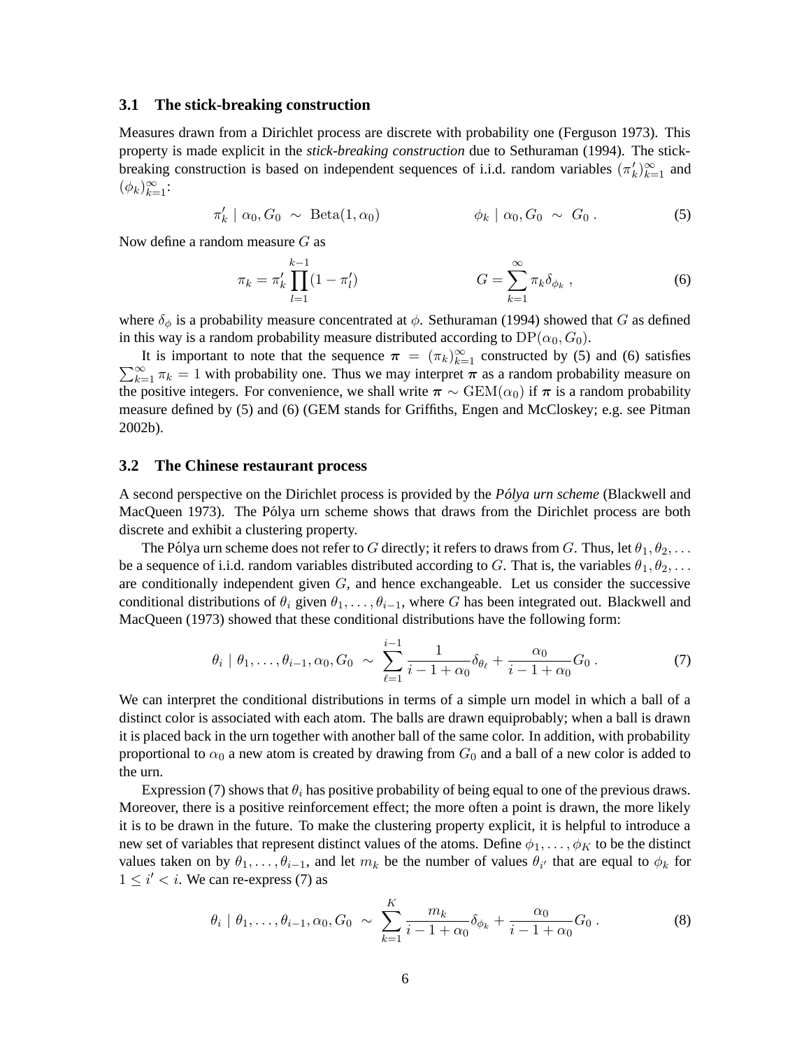### 3.1 The stick-breaking construction

Measures drawn from a Dirichlet process are discrete with probability one (Ferguson 1973). This property is made explicit in the *stick-breaking construction* due to Sethuraman (1994). The stick-breaking construction is based on independent sequences of i.i.d. random variables $(\pi'_k)_{k=1}^{\infty}$ and $(\phi_k)_{k=1}^{\infty}$:

$$\pi'_k \mid \alpha_0, G_0 \;\sim\; \mathrm{Beta}(1, \alpha_0) \qquad\qquad \phi_k \mid \alpha_0, G_0 \;\sim\; G_0 \,. \tag{5}$$

Now define a random measure $G$ as

$$\pi_k = \pi'_k \prod_{l=1}^{k-1}(1 - \pi'_l) \qquad\qquad G = \sum_{k=1}^{\infty} \pi_k \delta_{\phi_k} \,, \tag{6}$$

where $\delta_\phi$ is a probability measure concentrated at $\phi$. Sethuraman (1994) showed that $G$ as defined in this way is a random probability measure distributed according to $\mathrm{DP}(\alpha_0, G_0)$.

It is important to note that the sequence $\boldsymbol{\pi} = (\pi_k)_{k=1}^{\infty}$ constructed by (5) and (6) satisfies $\sum_{k=1}^{\infty} \pi_k = 1$ with probability one. Thus we may interpret $\boldsymbol{\pi}$ as a random probability measure on the positive integers. For convenience, we shall write $\boldsymbol{\pi} \sim \mathrm{GEM}(\alpha_0)$ if $\boldsymbol{\pi}$ is a random probability measure defined by (5) and (6) (GEM stands for Griffiths, Engen and McCloskey; e.g. see Pitman 2002b).

### 3.2 The Chinese restaurant process

A second perspective on the Dirichlet process is provided by the ***Pólya urn scheme*** (Blackwell and MacQueen 1973). The Pólya urn scheme shows that draws from the Dirichlet process are both discrete and exhibit a clustering property.

The Pólya urn scheme does not refer to $G$ directly; it refers to draws from $G$. Thus, let $\theta_1, \theta_2, \ldots$ be a sequence of i.i.d. random variables distributed according to $G$. That is, the variables $\theta_1, \theta_2, \ldots$ are conditionally independent given $G$, and hence exchangeable. Let us consider the successive conditional distributions of $\theta_i$ given $\theta_1, \ldots, \theta_{i-1}$, where $G$ has been integrated out. Blackwell and MacQueen (1973) showed that these conditional distributions have the following form:

$$\theta_i \mid \theta_1, \ldots, \theta_{i-1}, \alpha_0, G_0 \;\sim\; \sum_{\ell=1}^{i-1} \frac{1}{i-1+\alpha_0} \delta_{\theta_\ell} + \frac{\alpha_0}{i-1+\alpha_0} G_0 \,. \tag{7}$$

We can interpret the conditional distributions in terms of a simple urn model in which a ball of a distinct color is associated with each atom. The balls are drawn equiprobably; when a ball is drawn it is placed back in the urn together with another ball of the same color. In addition, with probability proportional to $\alpha_0$ a new atom is created by drawing from $G_0$ and a ball of a new color is added to the urn.

Expression (7) shows that $\theta_i$ has positive probability of being equal to one of the previous draws. Moreover, there is a positive reinforcement effect; the more often a point is drawn, the more likely it is to be drawn in the future. To make the clustering property explicit, it is helpful to introduce a new set of variables that represent distinct values of the atoms. Define $\phi_1, \ldots, \phi_K$ to be the distinct values taken on by $\theta_1, \ldots, \theta_{i-1}$, and let $m_k$ be the number of values $\theta_{i'}$ that are equal to $\phi_k$ for $1 \leq i' < i$. We can re-express (7) as

$$\theta_i \mid \theta_1, \ldots, \theta_{i-1}, \alpha_0, G_0 \;\sim\; \sum_{k=1}^{K} \frac{m_k}{i-1+\alpha_0} \delta_{\phi_k} + \frac{\alpha_0}{i-1+\alpha_0} G_0 \,. \tag{8}$$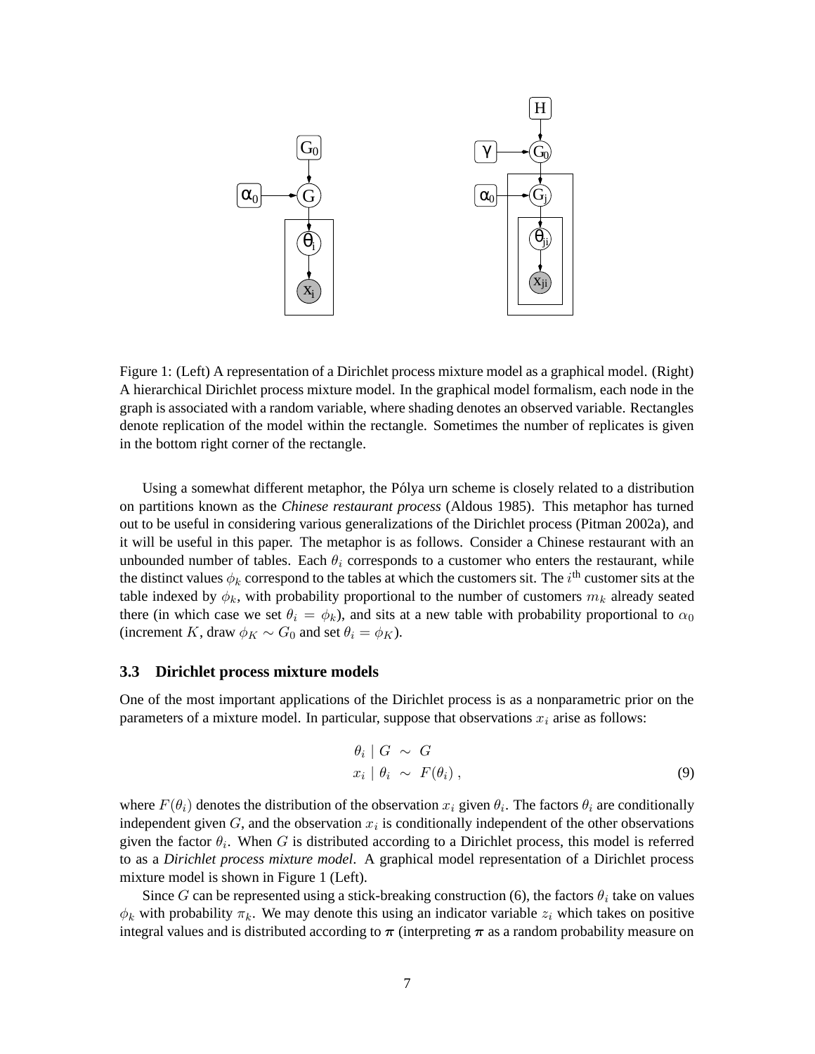Figure 1: (Left) A representation of a Dirichlet process mixture model as a graphical model. (Right) A hierarchical Dirichlet process mixture model. In the graphical model formalism, each node in the graph is associated with a random variable, where shading denotes an observed variable. Rectangles denote replication of the model within the rectangle. Sometimes the number of replicates is given in the bottom right corner of the rectangle.

Using a somewhat different metaphor, the Pólya urn scheme is closely related to a distribution on partitions known as the *Chinese restaurant process* (Aldous 1985). This metaphor has turned out to be useful in considering various generalizations of the Dirichlet process (Pitman 2002a), and it will be useful in this paper. The metaphor is as follows. Consider a Chinese restaurant with an unbounded number of tables. Each $\theta_i$ corresponds to a customer who enters the restaurant, while the distinct values $\phi_k$ correspond to the tables at which the customers sit. The $i^{\text{th}}$ customer sits at the table indexed by $\phi_k$, with probability proportional to the number of customers $m_k$ already seated there (in which case we set $\theta_i = \phi_k$), and sits at a new table with probability proportional to $\alpha_0$ (increment $K$, draw $\phi_K \sim G_0$ and set $\theta_i = \phi_K$).

### 3.3 Dirichlet process mixture models

One of the most important applications of the Dirichlet process is as a nonparametric prior on the parameters of a mixture model. In particular, suppose that observations $x_i$ arise as follows:

$$
\begin{aligned}
\theta_i \mid G &\sim G \\
x_i \mid \theta_i &\sim F(\theta_i) \,,
\end{aligned}
\tag{9}
$$

where $F(\theta_i)$ denotes the distribution of the observation $x_i$ given $\theta_i$. The factors $\theta_i$ are conditionally independent given $G$, and the observation $x_i$ is conditionally independent of the other observations given the factor $\theta_i$. When $G$ is distributed according to a Dirichlet process, this model is referred to as a *Dirichlet process mixture model*. A graphical model representation of a Dirichlet process mixture model is shown in Figure 1 (Left).

Since $G$ can be represented using a stick-breaking construction (6), the factors $\theta_i$ take on values $\phi_k$ with probability $\pi_k$. We may denote this using an indicator variable $z_i$ which takes on positive integral values and is distributed according to $\boldsymbol{\pi}$ (interpreting $\boldsymbol{\pi}$ as a random probability measure on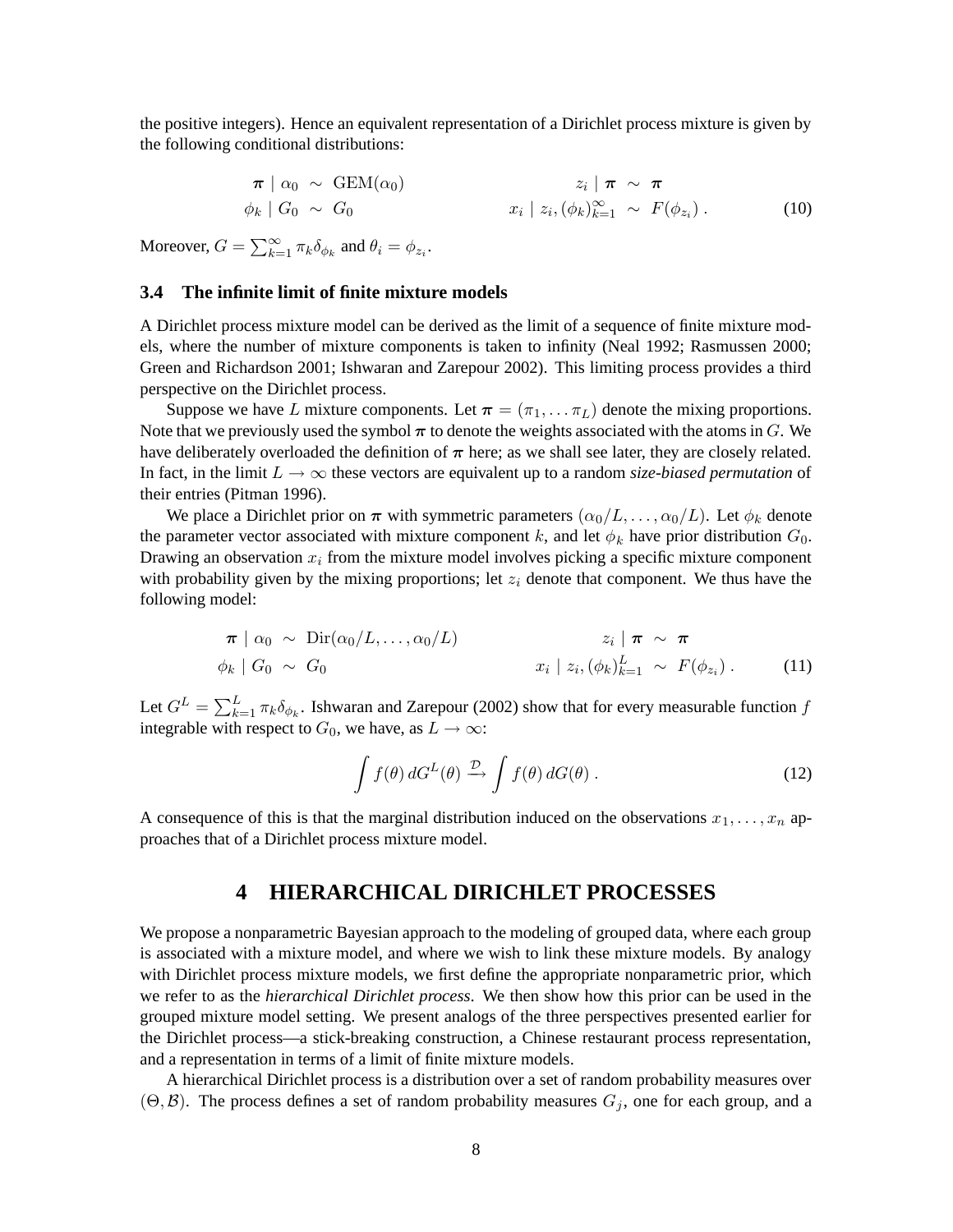the positive integers). Hence an equivalent representation of a Dirichlet process mixture is given by the following conditional distributions:

$$
\begin{aligned}
\boldsymbol{\pi} \mid \alpha_0 &\sim \mathrm{GEM}(\alpha_0) & \qquad z_i \mid \boldsymbol{\pi} &\sim \boldsymbol{\pi} \\
\phi_k \mid G_0 &\sim G_0 & \qquad x_i \mid z_i, (\phi_k)_{k=1}^{\infty} &\sim F(\phi_{z_i}) \,.
\end{aligned} \tag{10}
$$

Moreover, $G = \sum_{k=1}^{\infty} \pi_k \delta_{\phi_k}$ and $\theta_i = \phi_{z_i}$.

### 3.4 The infinite limit of finite mixture models

A Dirichlet process mixture model can be derived as the limit of a sequence of finite mixture models, where the number of mixture components is taken to infinity (Neal 1992; Rasmussen 2000; Green and Richardson 2001; Ishwaran and Zarepour 2002). This limiting process provides a third perspective on the Dirichlet process.

Suppose we have $L$ mixture components. Let $\boldsymbol{\pi} = (\pi_1, \ldots \pi_L)$ denote the mixing proportions. Note that we previously used the symbol $\boldsymbol{\pi}$ to denote the weights associated with the atoms in $G$. We have deliberately overloaded the definition of $\boldsymbol{\pi}$ here; as we shall see later, they are closely related. In fact, in the limit $L \to \infty$ these vectors are equivalent up to a random *size-biased permutation* of their entries (Pitman 1996).

We place a Dirichlet prior on $\boldsymbol{\pi}$ with symmetric parameters $(\alpha_0/L, \ldots, \alpha_0/L)$. Let $\phi_k$ denote the parameter vector associated with mixture component $k$, and let $\phi_k$ have prior distribution $G_0$. Drawing an observation $x_i$ from the mixture model involves picking a specific mixture component with probability given by the mixing proportions; let $z_i$ denote that component. We thus have the following model:

$$
\begin{aligned}
\boldsymbol{\pi} \mid \alpha_0 &\sim \mathrm{Dir}(\alpha_0/L, \ldots, \alpha_0/L) & \qquad z_i \mid \boldsymbol{\pi} &\sim \boldsymbol{\pi} \\
\phi_k \mid G_0 &\sim G_0 & \qquad x_i \mid z_i, (\phi_k)_{k=1}^{L} &\sim F(\phi_{z_i}) \,.
\end{aligned} \tag{11}
$$

Let $G^L = \sum_{k=1}^{L} \pi_k \delta_{\phi_k}$. Ishwaran and Zarepour (2002) show that for every measurable function $f$ integrable with respect to $G_0$, we have, as $L \to \infty$:

$$
\int f(\theta) \, dG^L(\theta) \xrightarrow{\mathcal{D}} \int f(\theta) \, dG(\theta) \,. \tag{12}
$$

A consequence of this is that the marginal distribution induced on the observations $x_1, \ldots, x_n$ approaches that of a Dirichlet process mixture model.

## 4 HIERARCHICAL DIRICHLET PROCESSES

We propose a nonparametric Bayesian approach to the modeling of grouped data, where each group is associated with a mixture model, and where we wish to link these mixture models. By analogy with Dirichlet process mixture models, we first define the appropriate nonparametric prior, which we refer to as the *hierarchical Dirichlet process*. We then show how this prior can be used in the grouped mixture model setting. We present analogs of the three perspectives presented earlier for the Dirichlet process—a stick-breaking construction, a Chinese restaurant process representation, and a representation in terms of a limit of finite mixture models.

A hierarchical Dirichlet process is a distribution over a set of random probability measures over $(\Theta, \mathcal{B})$. The process defines a set of random probability measures $G_j$, one for each group, and a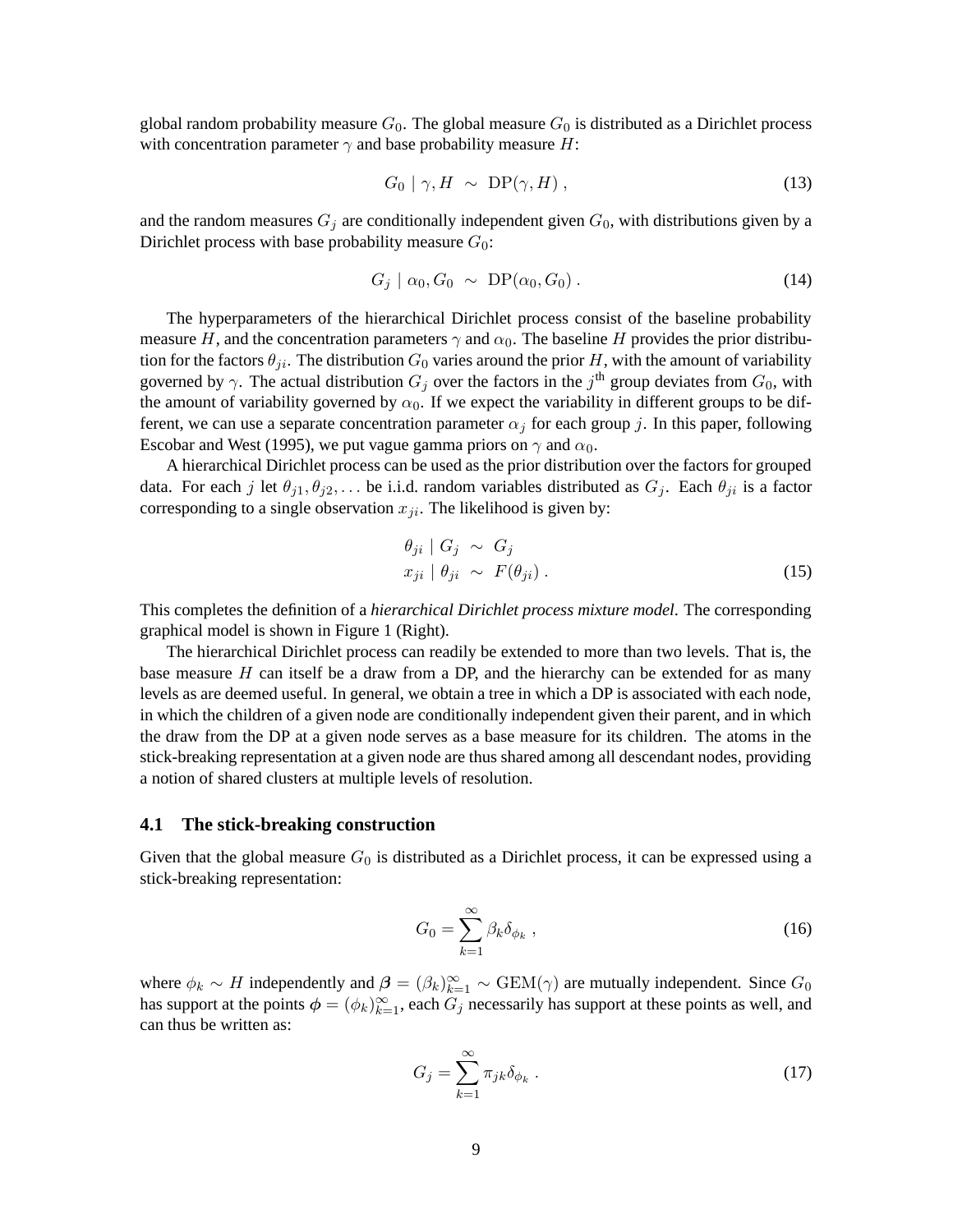global random probability measure $G_0$. The global measure $G_0$ is distributed as a Dirichlet process with concentration parameter $\gamma$ and base probability measure $H$:

$$G_0 \mid \gamma, H \sim \mathrm{DP}(\gamma, H) , \tag{13}$$

and the random measures $G_j$ are conditionally independent given $G_0$, with distributions given by a Dirichlet process with base probability measure $G_0$:

$$G_j \mid \alpha_0, G_0 \sim \mathrm{DP}(\alpha_0, G_0) . \tag{14}$$

The hyperparameters of the hierarchical Dirichlet process consist of the baseline probability measure $H$, and the concentration parameters $\gamma$ and $\alpha_0$. The baseline $H$ provides the prior distribution for the factors $\theta_{ji}$. The distribution $G_0$ varies around the prior $H$, with the amount of variability governed by $\gamma$. The actual distribution $G_j$ over the factors in the $j^{\text{th}}$ group deviates from $G_0$, with the amount of variability governed by $\alpha_0$. If we expect the variability in different groups to be different, we can use a separate concentration parameter $\alpha_j$ for each group $j$. In this paper, following Escobar and West (1995), we put vague gamma priors on $\gamma$ and $\alpha_0$.

A hierarchical Dirichlet process can be used as the prior distribution over the factors for grouped data. For each $j$ let $\theta_{j1}, \theta_{j2}, \ldots$ be i.i.d. random variables distributed as $G_j$. Each $\theta_{ji}$ is a factor corresponding to a single observation $x_{ji}$. The likelihood is given by:

$$\begin{aligned} \theta_{ji} \mid G_j &\sim G_j \\ x_{ji} \mid \theta_{ji} &\sim F(\theta_{ji}) . \end{aligned} \tag{15}$$

This completes the definition of a *hierarchical Dirichlet process mixture model*. The corresponding graphical model is shown in Figure 1 (Right).

The hierarchical Dirichlet process can readily be extended to more than two levels. That is, the base measure $H$ can itself be a draw from a DP, and the hierarchy can be extended for as many levels as are deemed useful. In general, we obtain a tree in which a DP is associated with each node, in which the children of a given node are conditionally independent given their parent, and in which the draw from the DP at a given node serves as a base measure for its children. The atoms in the stick-breaking representation at a given node are thus shared among all descendant nodes, providing a notion of shared clusters at multiple levels of resolution.

### 4.1 The stick-breaking construction

Given that the global measure $G_0$ is distributed as a Dirichlet process, it can be expressed using a stick-breaking representation:

$$G_0 = \sum_{k=1}^{\infty} \beta_k \delta_{\phi_k} , \tag{16}$$

where $\phi_k \sim H$ independently and $\boldsymbol{\beta} = (\beta_k)_{k=1}^{\infty} \sim \mathrm{GEM}(\gamma)$ are mutually independent. Since $G_0$ has support at the points $\boldsymbol{\phi} = (\phi_k)_{k=1}^{\infty}$, each $G_j$ necessarily has support at these points as well, and can thus be written as:

$$G_j = \sum_{k=1}^{\infty} \pi_{jk} \delta_{\phi_k} . \tag{17}$$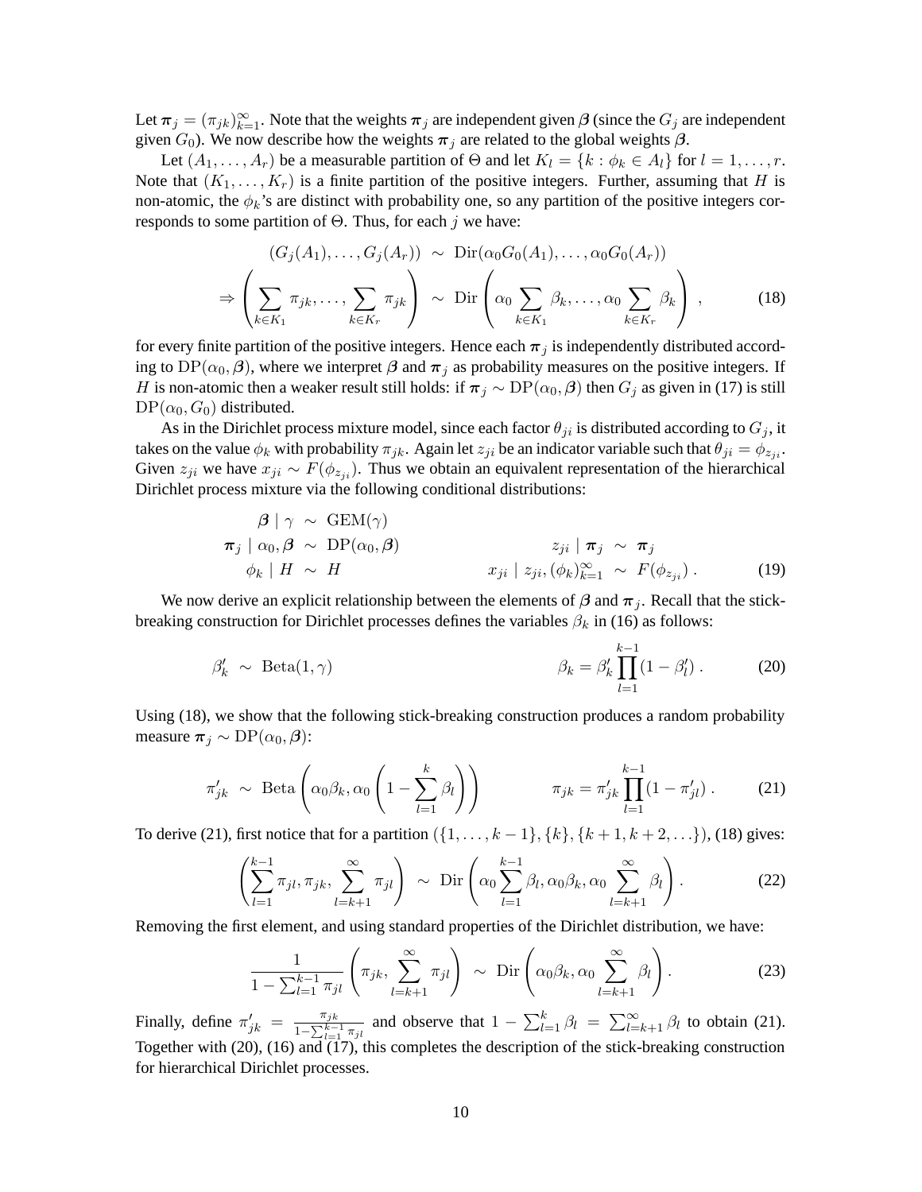Let $\boldsymbol{\pi}_j = (\pi_{jk})_{k=1}^{\infty}$. Note that the weights $\boldsymbol{\pi}_j$ are independent given $\boldsymbol{\beta}$ (since the $G_j$ are independent given $G_0$). We now describe how the weights $\boldsymbol{\pi}_j$ are related to the global weights $\boldsymbol{\beta}$.

Let $(A_1, \ldots, A_r)$ be a measurable partition of $\Theta$ and let $K_l = \{k : \phi_k \in A_l\}$ for $l = 1, \ldots, r$. Note that $(K_1, \ldots, K_r)$ is a finite partition of the positive integers. Further, assuming that $H$ is non-atomic, the $\phi_k$'s are distinct with probability one, so any partition of the positive integers corresponds to some partition of $\Theta$. Thus, for each $j$ we have:

$$
\begin{aligned}
(G_j(A_1), \ldots, G_j(A_r)) \;&\sim\; \mathrm{Dir}(\alpha_0 G_0(A_1), \ldots, \alpha_0 G_0(A_r)) \\
\Rightarrow \left( \sum_{k \in K_1} \pi_{jk}, \ldots, \sum_{k \in K_r} \pi_{jk} \right) \;&\sim\; \mathrm{Dir}\left( \alpha_0 \sum_{k \in K_1} \beta_k, \ldots, \alpha_0 \sum_{k \in K_r} \beta_k \right) ,
\end{aligned} \tag{18}
$$

for every finite partition of the positive integers. Hence each $\boldsymbol{\pi}_j$ is independently distributed according to $\mathrm{DP}(\alpha_0, \boldsymbol{\beta})$, where we interpret $\boldsymbol{\beta}$ and $\boldsymbol{\pi}_j$ as probability measures on the positive integers. If $H$ is non-atomic then a weaker result still holds: if $\boldsymbol{\pi}_j \sim \mathrm{DP}(\alpha_0, \boldsymbol{\beta})$ then $G_j$ as given in (17) is still $\mathrm{DP}(\alpha_0, G_0)$ distributed.

As in the Dirichlet process mixture model, since each factor $\theta_{ji}$ is distributed according to $G_j$, it takes on the value $\phi_k$ with probability $\pi_{jk}$. Again let $z_{ji}$ be an indicator variable such that $\theta_{ji} = \phi_{z_{ji}}$. Given $z_{ji}$ we have $x_{ji} \sim F(\phi_{z_{ji}})$. Thus we obtain an equivalent representation of the hierarchical Dirichlet process mixture via the following conditional distributions:

$$
\begin{aligned}
\boldsymbol{\beta} \mid \gamma \;&\sim\; \mathrm{GEM}(\gamma) \\
\boldsymbol{\pi}_j \mid \alpha_0, \boldsymbol{\beta} \;&\sim\; \mathrm{DP}(\alpha_0, \boldsymbol{\beta}) \qquad\qquad & z_{ji} \mid \boldsymbol{\pi}_j \;&\sim\; \boldsymbol{\pi}_j \\
\phi_k \mid H \;&\sim\; H & x_{ji} \mid z_{ji}, (\phi_k)_{k=1}^{\infty} \;&\sim\; F(\phi_{z_{ji}}) \, .
\end{aligned} \tag{19}
$$

We now derive an explicit relationship between the elements of $\boldsymbol{\beta}$ and $\boldsymbol{\pi}_j$. Recall that the stick-breaking construction for Dirichlet processes defines the variables $\beta_k$ in (16) as follows:

$$
\beta'_k \;\sim\; \mathrm{Beta}(1, \gamma) \qquad\qquad \beta_k = \beta'_k \prod_{l=1}^{k-1} (1 - \beta'_l) \, . \tag{20}
$$

Using (18), we show that the following stick-breaking construction produces a random probability measure $\boldsymbol{\pi}_j \sim \mathrm{DP}(\alpha_0, \boldsymbol{\beta})$:

$$
\pi'_{jk} \;\sim\; \mathrm{Beta}\left( \alpha_0 \beta_k, \alpha_0 \left( 1 - \sum_{l=1}^{k} \beta_l \right) \right) \qquad\qquad \pi_{jk} = \pi'_{jk} \prod_{l=1}^{k-1} (1 - \pi'_{jl}) \, . \tag{21}
$$

To derive (21), first notice that for a partition $(\{1, \ldots, k-1\}, \{k\}, \{k+1, k+2, \ldots\})$, (18) gives:

$$
\left( \sum_{l=1}^{k-1} \pi_{jl}, \pi_{jk}, \sum_{l=k+1}^{\infty} \pi_{jl} \right) \;\sim\; \mathrm{Dir}\left( \alpha_0 \sum_{l=1}^{k-1} \beta_l, \alpha_0 \beta_k, \alpha_0 \sum_{l=k+1}^{\infty} \beta_l \right) . \tag{22}
$$

Removing the first element, and using standard properties of the Dirichlet distribution, we have:

$$
\frac{1}{1 - \sum_{l=1}^{k-1} \pi_{jl}} \left( \pi_{jk}, \sum_{l=k+1}^{\infty} \pi_{jl} \right) \;\sim\; \mathrm{Dir}\left( \alpha_0 \beta_k, \alpha_0 \sum_{l=k+1}^{\infty} \beta_l \right) . \tag{23}
$$

Finally, define $\pi'_{jk} = \frac{\pi_{jk}}{1 - \sum_{l=1}^{k-1} \pi_{jl}}$ and observe that $1 - \sum_{l=1}^{k} \beta_l = \sum_{l=k+1}^{\infty} \beta_l$ to obtain (21). Together with (20), (16) and (17), this completes the description of the stick-breaking construction for hierarchical Dirichlet processes.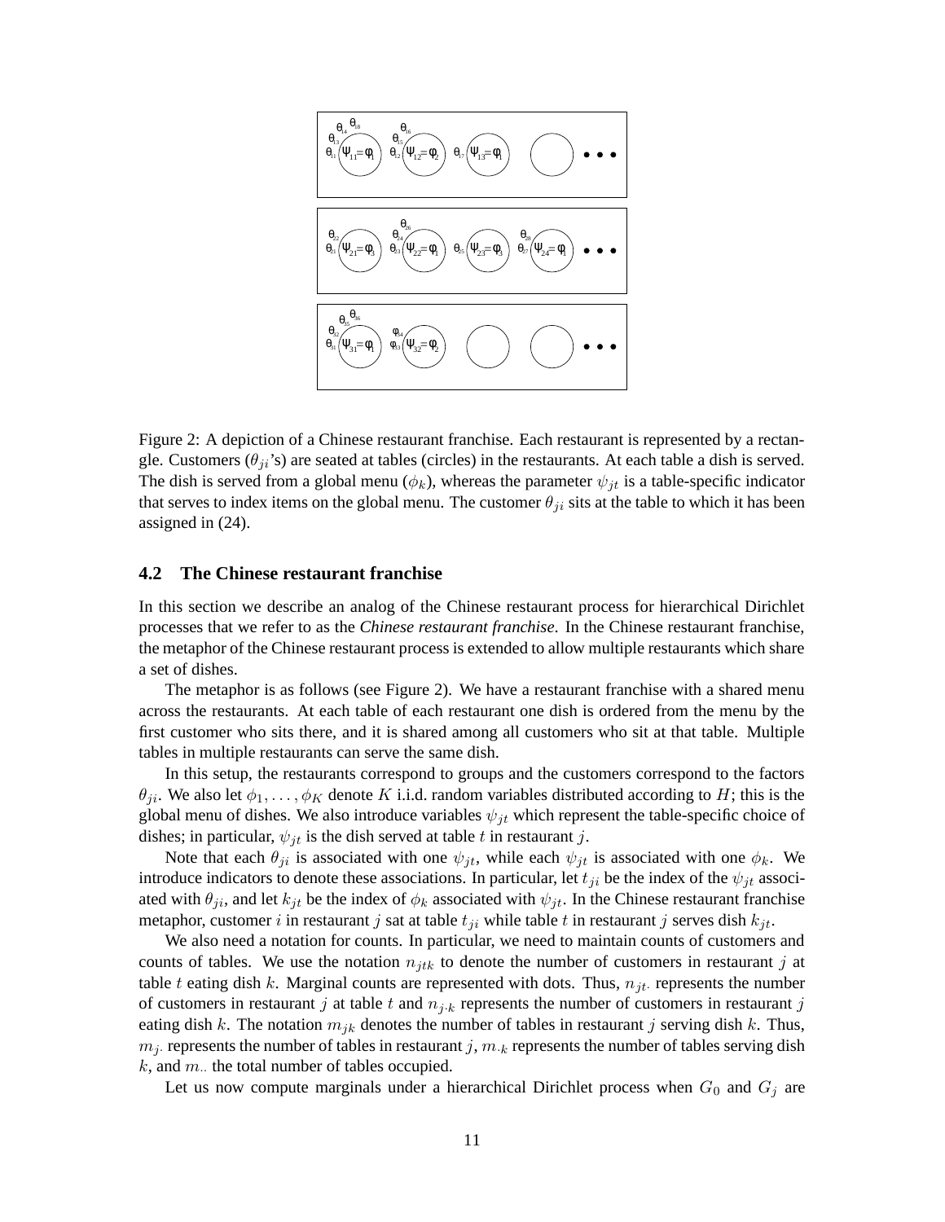Figure 2: A depiction of a Chinese restaurant franchise. Each restaurant is represented by a rectangle. Customers ($\theta_{ji}$'s) are seated at tables (circles) in the restaurants. At each table a dish is served. The dish is served from a global menu ($\phi_k$), whereas the parameter $\psi_{jt}$ is a table-specific indicator that serves to index items on the global menu. The customer $\theta_{ji}$ sits at the table to which it has been assigned in (24).

### 4.2 The Chinese restaurant franchise

In this section we describe an analog of the Chinese restaurant process for hierarchical Dirichlet processes that we refer to as the *Chinese restaurant franchise*. In the Chinese restaurant franchise, the metaphor of the Chinese restaurant process is extended to allow multiple restaurants which share a set of dishes.

The metaphor is as follows (see Figure 2). We have a restaurant franchise with a shared menu across the restaurants. At each table of each restaurant one dish is ordered from the menu by the first customer who sits there, and it is shared among all customers who sit at that table. Multiple tables in multiple restaurants can serve the same dish.

In this setup, the restaurants correspond to groups and the customers correspond to the factors $\theta_{ji}$. We also let $\phi_1, \ldots, \phi_K$ denote $K$ i.i.d. random variables distributed according to $H$; this is the global menu of dishes. We also introduce variables $\psi_{jt}$ which represent the table-specific choice of dishes; in particular, $\psi_{jt}$ is the dish served at table $t$ in restaurant $j$.

Note that each $\theta_{ji}$ is associated with one $\psi_{jt}$, while each $\psi_{jt}$ is associated with one $\phi_k$. We introduce indicators to denote these associations. In particular, let $t_{ji}$ be the index of the $\psi_{jt}$ associated with $\theta_{ji}$, and let $k_{jt}$ be the index of $\phi_k$ associated with $\psi_{jt}$. In the Chinese restaurant franchise metaphor, customer $i$ in restaurant $j$ sat at table $t_{ji}$ while table $t$ in restaurant $j$ serves dish $k_{jt}$.

We also need a notation for counts. In particular, we need to maintain counts of customers and counts of tables. We use the notation $n_{jtk}$ to denote the number of customers in restaurant $j$ at table $t$ eating dish $k$. Marginal counts are represented with dots. Thus, $n_{jt\cdot}$ represents the number of customers in restaurant $j$ at table $t$ and $n_{j\cdot k}$ represents the number of customers in restaurant $j$ eating dish $k$. The notation $m_{jk}$ denotes the number of tables in restaurant $j$ serving dish $k$. Thus, $m_{j\cdot}$ represents the number of tables in restaurant $j$, $m_{\cdot k}$ represents the number of tables serving dish $k$, and $m_{\cdot\cdot}$ the total number of tables occupied.

Let us now compute marginals under a hierarchical Dirichlet process when $G_0$ and $G_j$ are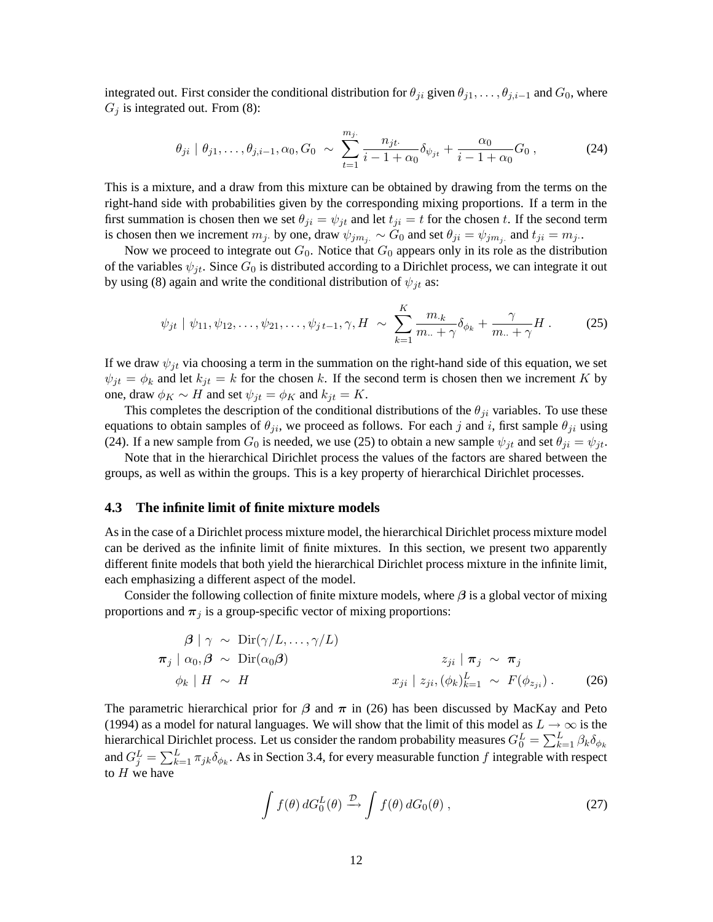integrated out. First consider the conditional distribution for $\theta_{ji}$ given $\theta_{j1}, \ldots, \theta_{j,i-1}$ and $G_0$, where $G_j$ is integrated out. From (8):

$$\theta_{ji} \mid \theta_{j1}, \ldots, \theta_{j,i-1}, \alpha_0, G_0 \;\sim\; \sum_{t=1}^{m_{j\cdot}} \frac{n_{jt\cdot}}{i-1+\alpha_0} \delta_{\psi_{jt}} + \frac{\alpha_0}{i-1+\alpha_0} G_0 \,, \tag{24}$$

This is a mixture, and a draw from this mixture can be obtained by drawing from the terms on the right-hand side with probabilities given by the corresponding mixing proportions. If a term in the first summation is chosen then we set $\theta_{ji} = \psi_{jt}$ and let $t_{ji} = t$ for the chosen $t$. If the second term is chosen then we increment $m_{j\cdot}$ by one, draw $\psi_{jm_{j\cdot}} \sim G_0$ and set $\theta_{ji} = \psi_{jm_{j\cdot}}$ and $t_{ji} = m_{j\cdot}$.

Now we proceed to integrate out $G_0$. Notice that $G_0$ appears only in its role as the distribution of the variables $\psi_{jt}$. Since $G_0$ is distributed according to a Dirichlet process, we can integrate it out by using (8) again and write the conditional distribution of $\psi_{jt}$ as:

$$\psi_{jt} \mid \psi_{11}, \psi_{12}, \ldots, \psi_{21}, \ldots, \psi_{j\,t-1}, \gamma, H \;\sim\; \sum_{k=1}^{K} \frac{m_{\cdot k}}{m_{\cdot\cdot} + \gamma} \delta_{\phi_k} + \frac{\gamma}{m_{\cdot\cdot} + \gamma} H \,. \tag{25}$$

If we draw $\psi_{jt}$ via choosing a term in the summation on the right-hand side of this equation, we set $\psi_{jt} = \phi_k$ and let $k_{jt} = k$ for the chosen $k$. If the second term is chosen then we increment $K$ by one, draw $\phi_K \sim H$ and set $\psi_{jt} = \phi_K$ and $k_{jt} = K$.

This completes the description of the conditional distributions of the $\theta_{ji}$ variables. To use these equations to obtain samples of $\theta_{ji}$, we proceed as follows. For each $j$ and $i$, first sample $\theta_{ji}$ using (24). If a new sample from $G_0$ is needed, we use (25) to obtain a new sample $\psi_{jt}$ and set $\theta_{ji} = \psi_{jt}$.

Note that in the hierarchical Dirichlet process the values of the factors are shared between the groups, as well as within the groups. This is a key property of hierarchical Dirichlet processes.

### 4.3 The infinite limit of finite mixture models

As in the case of a Dirichlet process mixture model, the hierarchical Dirichlet process mixture model can be derived as the infinite limit of finite mixtures. In this section, we present two apparently different finite models that both yield the hierarchical Dirichlet process mixture in the infinite limit, each emphasizing a different aspect of the model.

Consider the following collection of finite mixture models, where $\boldsymbol{\beta}$ is a global vector of mixing proportions and $\boldsymbol{\pi}_j$ is a group-specific vector of mixing proportions:

$$\begin{aligned}
\boldsymbol{\beta} \mid \gamma &\sim \mathrm{Dir}(\gamma/L, \ldots, \gamma/L) & & \\
\boldsymbol{\pi}_j \mid \alpha_0, \boldsymbol{\beta} &\sim \mathrm{Dir}(\alpha_0 \boldsymbol{\beta}) & z_{ji} \mid \boldsymbol{\pi}_j &\sim \boldsymbol{\pi}_j \\
\phi_k \mid H &\sim H & x_{ji} \mid z_{ji}, (\phi_k)_{k=1}^{L} &\sim F(\phi_{z_{ji}}) \,.
\end{aligned} \tag{26}$$

The parametric hierarchical prior for $\boldsymbol{\beta}$ and $\boldsymbol{\pi}$ in (26) has been discussed by MacKay and Peto (1994) as a model for natural languages. We will show that the limit of this model as $L \to \infty$ is the hierarchical Dirichlet process. Let us consider the random probability measures $G_0^L = \sum_{k=1}^{L} \beta_k \delta_{\phi_k}$ and $G_j^L = \sum_{k=1}^{L} \pi_{jk} \delta_{\phi_k}$. As in Section 3.4, for every measurable function $f$ integrable with respect to $H$ we have

$$\int f(\theta)\, dG_0^L(\theta) \xrightarrow{\mathcal{D}} \int f(\theta)\, dG_0(\theta) \,, \tag{27}$$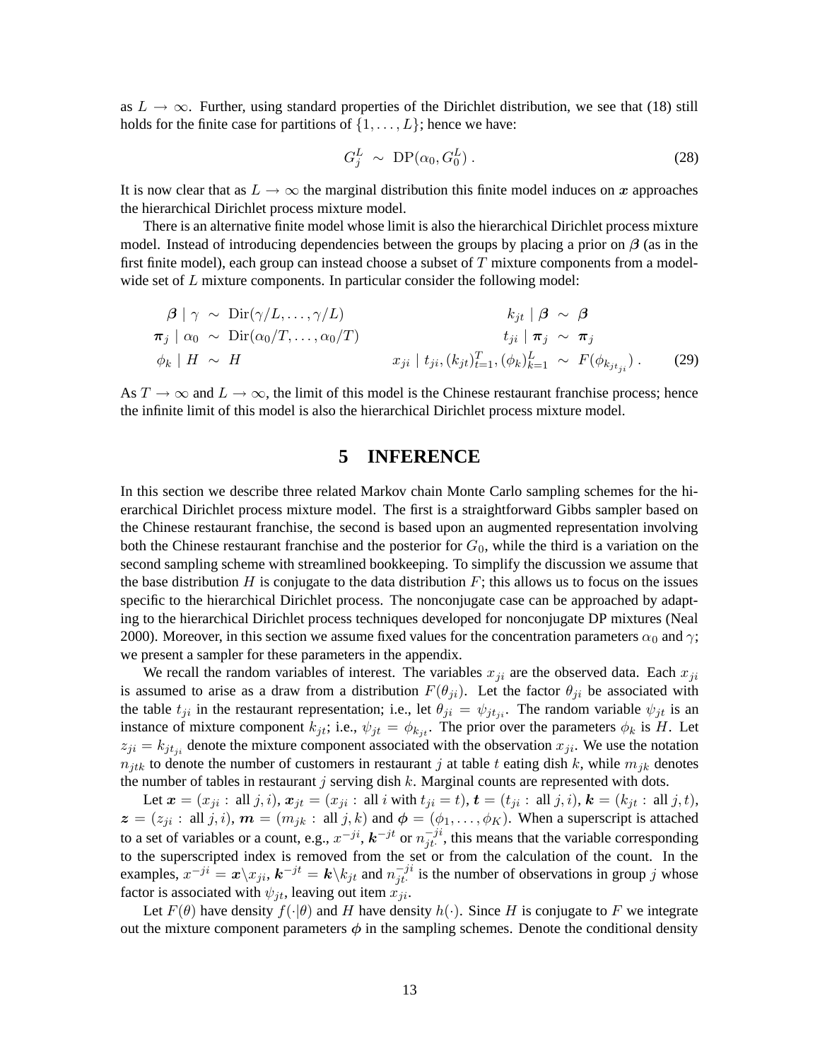as $L \to \infty$. Further, using standard properties of the Dirichlet distribution, we see that (18) still holds for the finite case for partitions of $\{1, \ldots, L\}$; hence we have:

$$G_j^L \sim \mathrm{DP}(\alpha_0, G_0^L) \,. \tag{28}$$

It is now clear that as $L \to \infty$ the marginal distribution this finite model induces on $\boldsymbol{x}$ approaches the hierarchical Dirichlet process mixture model.

There is an alternative finite model whose limit is also the hierarchical Dirichlet process mixture model. Instead of introducing dependencies between the groups by placing a prior on $\boldsymbol{\beta}$ (as in the first finite model), each group can instead choose a subset of $T$ mixture components from a model-wide set of $L$ mixture components. In particular consider the following model:

$$\begin{aligned}
\boldsymbol{\beta} \mid \gamma &\sim \mathrm{Dir}(\gamma/L, \ldots, \gamma/L) & k_{jt} \mid \boldsymbol{\beta} &\sim \boldsymbol{\beta} \\
\boldsymbol{\pi}_j \mid \alpha_0 &\sim \mathrm{Dir}(\alpha_0/T, \ldots, \alpha_0/T) & t_{ji} \mid \boldsymbol{\pi}_j &\sim \boldsymbol{\pi}_j \\
\phi_k \mid H &\sim H & x_{ji} \mid t_{ji}, (k_{jt})_{t=1}^T, (\phi_k)_{k=1}^L &\sim F(\phi_{k_{jt_{ji}}}) \,.
\end{aligned} \tag{29}$$

As $T \to \infty$ and $L \to \infty$, the limit of this model is the Chinese restaurant franchise process; hence the infinite limit of this model is also the hierarchical Dirichlet process mixture model.

# 5 INFERENCE

In this section we describe three related Markov chain Monte Carlo sampling schemes for the hierarchical Dirichlet process mixture model. The first is a straightforward Gibbs sampler based on the Chinese restaurant franchise, the second is based upon an augmented representation involving both the Chinese restaurant franchise and the posterior for $G_0$, while the third is a variation on the second sampling scheme with streamlined bookkeeping. To simplify the discussion we assume that the base distribution $H$ is conjugate to the data distribution $F$; this allows us to focus on the issues specific to the hierarchical Dirichlet process. The nonconjugate case can be approached by adapting to the hierarchical Dirichlet process techniques developed for nonconjugate DP mixtures (Neal 2000). Moreover, in this section we assume fixed values for the concentration parameters $\alpha_0$ and $\gamma$; we present a sampler for these parameters in the appendix.

We recall the random variables of interest. The variables $x_{ji}$ are the observed data. Each $x_{ji}$ is assumed to arise as a draw from a distribution $F(\theta_{ji})$. Let the factor $\theta_{ji}$ be associated with the table $t_{ji}$ in the restaurant representation; i.e., let $\theta_{ji} = \psi_{jt_{ji}}$. The random variable $\psi_{jt}$ is an instance of mixture component $k_{jt}$; i.e., $\psi_{jt} = \phi_{k_{jt}}$. The prior over the parameters $\phi_k$ is $H$. Let $z_{ji} = k_{jt_{ji}}$ denote the mixture component associated with the observation $x_{ji}$. We use the notation $n_{jtk}$ to denote the number of customers in restaurant $j$ at table $t$ eating dish $k$, while $m_{jk}$ denotes the number of tables in restaurant $j$ serving dish $k$. Marginal counts are represented with dots.

Let $\boldsymbol{x} = (x_{ji} : \text{ all } j, i)$, $\boldsymbol{x}_{jt} = (x_{ji} : \text{ all } i \text{ with } t_{ji} = t)$, $\boldsymbol{t} = (t_{ji} : \text{ all } j, i)$, $\boldsymbol{k} = (k_{jt} : \text{ all } j, t)$, $\boldsymbol{z} = (z_{ji} : \text{ all } j, i)$, $\boldsymbol{m} = (m_{jk} : \text{ all } j, k)$ and $\boldsymbol{\phi} = (\phi_1, \ldots, \phi_K)$. When a superscript is attached to a set of variables or a count, e.g., $x^{-ji}$, $\boldsymbol{k}^{-jt}$ or $n_{jt\cdot}^{-ji}$, this means that the variable corresponding to the superscripted index is removed from the set or from the calculation of the count. In the examples, $x^{-ji} = \boldsymbol{x} \backslash x_{ji}$, $\boldsymbol{k}^{-jt} = \boldsymbol{k} \backslash k_{jt}$ and $n_{jt\cdot}^{-ji}$ is the number of observations in group $j$ whose factor is associated with $\psi_{jt}$, leaving out item $x_{ji}$.

Let $F(\theta)$ have density $f(\cdot|\theta)$ and $H$ have density $h(\cdot)$. Since $H$ is conjugate to $F$ we integrate out the mixture component parameters $\boldsymbol{\phi}$ in the sampling schemes. Denote the conditional density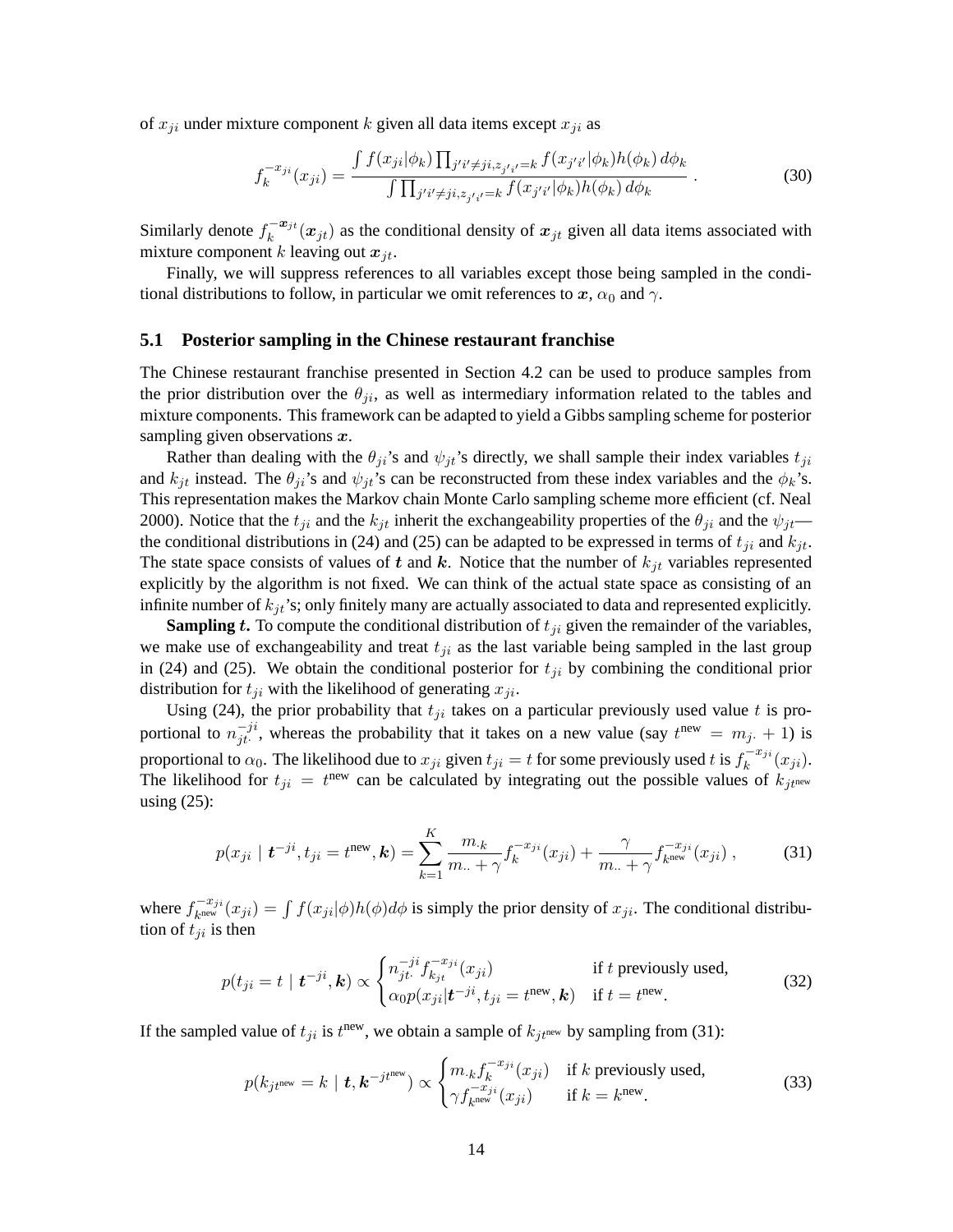of $x_{ji}$ under mixture component $k$ given all data items except $x_{ji}$ as

$$f_k^{-x_{ji}}(x_{ji}) = \frac{\int f(x_{ji}|\phi_k) \prod_{j'i' \neq ji, z_{j'i'}=k} f(x_{j'i'}|\phi_k) h(\phi_k)\, d\phi_k}{\int \prod_{j'i' \neq ji, z_{j'i'}=k} f(x_{j'i'}|\phi_k) h(\phi_k)\, d\phi_k} \,. \tag{30}$$

Similarly denote $f_k^{-\boldsymbol{x}_{jt}}(\boldsymbol{x}_{jt})$ as the conditional density of $\boldsymbol{x}_{jt}$ given all data items associated with mixture component $k$ leaving out $\boldsymbol{x}_{jt}$.

Finally, we will suppress references to all variables except those being sampled in the conditional distributions to follow, in particular we omit references to $\boldsymbol{x}$, $\alpha_0$ and $\gamma$.

### 5.1 Posterior sampling in the Chinese restaurant franchise

The Chinese restaurant franchise presented in Section 4.2 can be used to produce samples from the prior distribution over the $\theta_{ji}$, as well as intermediary information related to the tables and mixture components. This framework can be adapted to yield a Gibbs sampling scheme for posterior sampling given observations $\boldsymbol{x}$.

Rather than dealing with the $\theta_{ji}$'s and $\psi_{jt}$'s directly, we shall sample their index variables $t_{ji}$ and $k_{jt}$ instead. The $\theta_{ji}$'s and $\psi_{jt}$'s can be reconstructed from these index variables and the $\phi_k$'s. This representation makes the Markov chain Monte Carlo sampling scheme more efficient (cf. Neal 2000). Notice that the $t_{ji}$ and the $k_{jt}$ inherit the exchangeability properties of the $\theta_{ji}$ and the $\psi_{jt}$—the conditional distributions in (24) and (25) can be adapted to be expressed in terms of $t_{ji}$ and $k_{jt}$. The state space consists of values of $\boldsymbol{t}$ and $\boldsymbol{k}$. Notice that the number of $k_{jt}$ variables represented explicitly by the algorithm is not fixed. We can think of the actual state space as consisting of an infinite number of $k_{jt}$'s; only finitely many are actually associated to data and represented explicitly.

**Sampling $\boldsymbol{t}$.** To compute the conditional distribution of $t_{ji}$ given the remainder of the variables, we make use of exchangeability and treat $t_{ji}$ as the last variable being sampled in the last group in (24) and (25). We obtain the conditional posterior for $t_{ji}$ by combining the conditional prior distribution for $t_{ji}$ with the likelihood of generating $x_{ji}$.

Using (24), the prior probability that $t_{ji}$ takes on a particular previously used value $t$ is proportional to $n_{jt\cdot}^{-ji}$, whereas the probability that it takes on a new value (say $t^{\text{new}} = m_{j\cdot} + 1$) is proportional to $\alpha_0$. The likelihood due to $x_{ji}$ given $t_{ji} = t$ for some previously used $t$ is $f_k^{-x_{ji}}(x_{ji})$. The likelihood for $t_{ji} = t^{\text{new}}$ can be calculated by integrating out the possible values of $k_{jt^{\text{new}}}$ using (25):

$$p(x_{ji} \mid \boldsymbol{t}^{-ji}, t_{ji} = t^{\text{new}}, \boldsymbol{k}) = \sum_{k=1}^{K} \frac{m_{\cdot k}}{m_{\cdot\cdot} + \gamma} f_k^{-x_{ji}}(x_{ji}) + \frac{\gamma}{m_{\cdot\cdot} + \gamma} f_{k^{\text{new}}}^{-x_{ji}}(x_{ji}) \,, \tag{31}$$

where $f_{k^{\text{new}}}^{-x_{ji}}(x_{ji}) = \int f(x_{ji}|\phi) h(\phi) d\phi$ is simply the prior density of $x_{ji}$. The conditional distribution of $t_{ji}$ is then

$$p(t_{ji} = t \mid \boldsymbol{t}^{-ji}, \boldsymbol{k}) \propto \begin{cases} n_{jt\cdot}^{-ji} f_{k_{jt}}^{-x_{ji}}(x_{ji}) & \text{if } t \text{ previously used,} \\ \alpha_0 p(x_{ji} | \boldsymbol{t}^{-ji}, t_{ji} = t^{\text{new}}, \boldsymbol{k}) & \text{if } t = t^{\text{new}}. \end{cases} \tag{32}$$

If the sampled value of $t_{ji}$ is $t^{\text{new}}$, we obtain a sample of $k_{jt^{\text{new}}}$ by sampling from (31):

$$p(k_{jt^{\text{new}}} = k \mid \boldsymbol{t}, \boldsymbol{k}^{-jt^{\text{new}}}) \propto \begin{cases} m_{\cdot k} f_k^{-x_{ji}}(x_{ji}) & \text{if } k \text{ previously used,} \\ \gamma f_{k^{\text{new}}}^{-x_{ji}}(x_{ji}) & \text{if } k = k^{\text{new}}. \end{cases} \tag{33}$$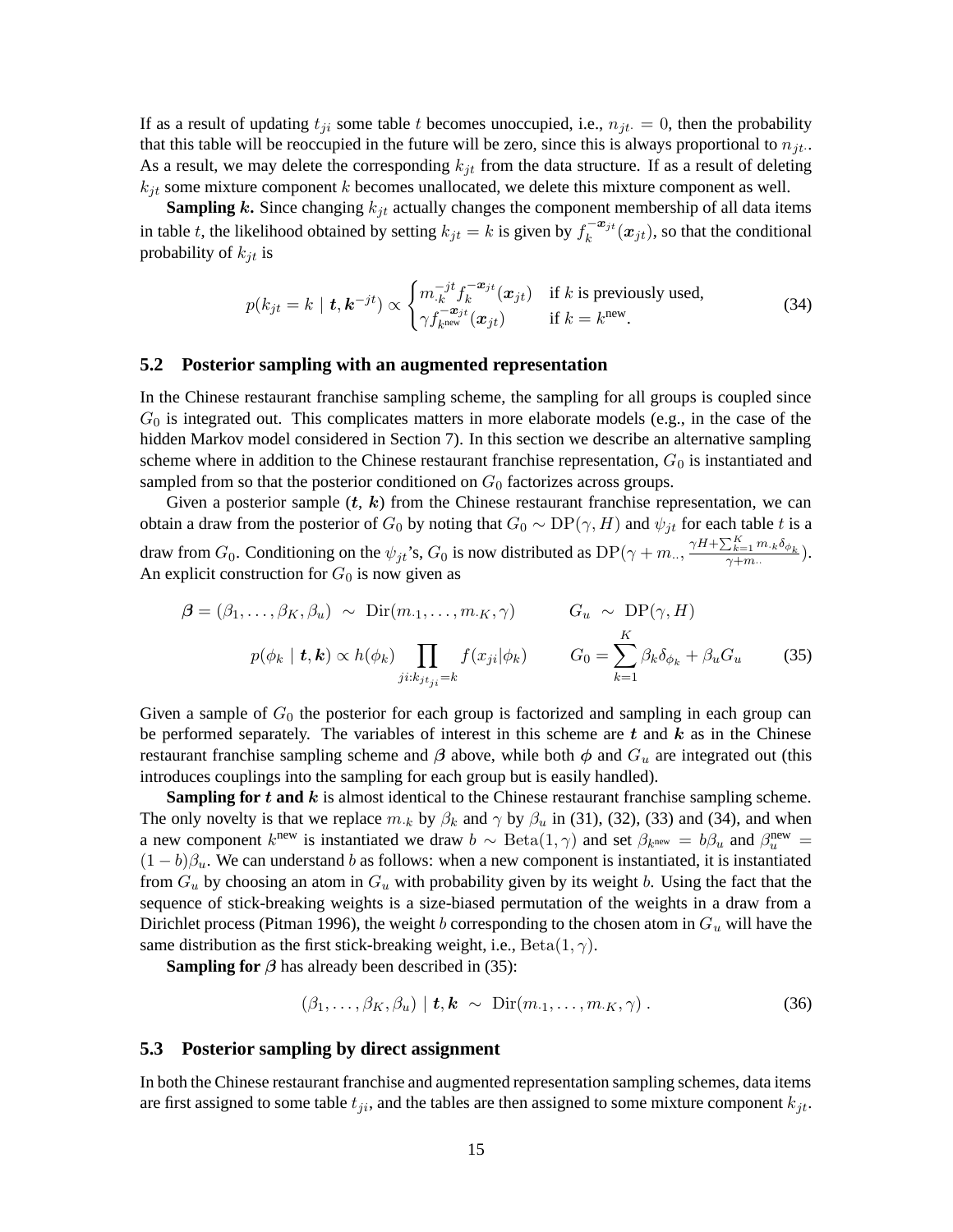If as a result of updating $t_{ji}$ some table $t$ becomes unoccupied, i.e., $n_{jt\cdot} = 0$, then the probability that this table will be reoccupied in the future will be zero, since this is always proportional to $n_{jt\cdot}$. As a result, we may delete the corresponding $k_{jt}$ from the data structure. If as a result of deleting $k_{jt}$ some mixture component $k$ becomes unallocated, we delete this mixture component as well.

**Sampling $\boldsymbol{k}$.** Since changing $k_{jt}$ actually changes the component membership of all data items in table $t$, the likelihood obtained by setting $k_{jt} = k$ is given by $f_k^{-\boldsymbol{x}_{jt}}(\boldsymbol{x}_{jt})$, so that the conditional probability of $k_{jt}$ is

$$
p(k_{jt} = k \mid \boldsymbol{t}, \boldsymbol{k}^{-jt}) \propto \begin{cases} m_{\cdot k}^{-jt} f_k^{-\boldsymbol{x}_{jt}}(\boldsymbol{x}_{jt}) & \text{if } k \text{ is previously used,} \\ \gamma f_{k^{\text{new}}}^{-\boldsymbol{x}_{jt}}(\boldsymbol{x}_{jt}) & \text{if } k = k^{\text{new}}. \end{cases} \tag{34}
$$

## 5.2 Posterior sampling with an augmented representation

In the Chinese restaurant franchise sampling scheme, the sampling for all groups is coupled since $G_0$ is integrated out. This complicates matters in more elaborate models (e.g., in the case of the hidden Markov model considered in Section 7). In this section we describe an alternative sampling scheme where in addition to the Chinese restaurant franchise representation, $G_0$ is instantiated and sampled from so that the posterior conditioned on $G_0$ factorizes across groups.

Given a posterior sample $(\boldsymbol{t}, \boldsymbol{k})$ from the Chinese restaurant franchise representation, we can obtain a draw from the posterior of $G_0$ by noting that $G_0 \sim \mathrm{DP}(\gamma, H)$ and $\psi_{jt}$ for each table $t$ is a draw from $G_0$. Conditioning on the $\psi_{jt}$'s, $G_0$ is now distributed as $\mathrm{DP}(\gamma + m_{\cdot\cdot}, \frac{\gamma H + \sum_{k=1}^K m_{\cdot k}\delta_{\phi_k}}{\gamma + m_{\cdot\cdot}})$. An explicit construction for $G_0$ is now given as

$$
\begin{aligned}
\boldsymbol{\beta} = (\beta_1, \ldots, \beta_K, \beta_u) &\sim \mathrm{Dir}(m_{\cdot 1}, \ldots, m_{\cdot K}, \gamma) & G_u &\sim \mathrm{DP}(\gamma, H) \\
p(\phi_k \mid \boldsymbol{t}, \boldsymbol{k}) &\propto h(\phi_k) \prod_{ji: k_{jt_{ji}} = k} f(x_{ji} | \phi_k) & G_0 &= \sum_{k=1}^K \beta_k \delta_{\phi_k} + \beta_u G_u
\end{aligned} \tag{35}
$$

Given a sample of $G_0$ the posterior for each group is factorized and sampling in each group can be performed separately. The variables of interest in this scheme are $\boldsymbol{t}$ and $\boldsymbol{k}$ as in the Chinese restaurant franchise sampling scheme and $\boldsymbol{\beta}$ above, while both $\boldsymbol{\phi}$ and $G_u$ are integrated out (this introduces couplings into the sampling for each group but is easily handled).

**Sampling for $\boldsymbol{t}$ and $\boldsymbol{k}$** is almost identical to the Chinese restaurant franchise sampling scheme. The only novelty is that we replace $m_{\cdot k}$ by $\beta_k$ and $\gamma$ by $\beta_u$ in (31), (32), (33) and (34), and when a new component $k^{\text{new}}$ is instantiated we draw $b \sim \mathrm{Beta}(1, \gamma)$ and set $\beta_{k^{\text{new}}} = b\beta_u$ and $\beta_u^{\text{new}} = (1 - b)\beta_u$. We can understand $b$ as follows: when a new component is instantiated, it is instantiated from $G_u$ by choosing an atom in $G_u$ with probability given by its weight $b$. Using the fact that the sequence of stick-breaking weights is a size-biased permutation of the weights in a draw from a Dirichlet process (Pitman 1996), the weight $b$ corresponding to the chosen atom in $G_u$ will have the same distribution as the first stick-breaking weight, i.e., $\mathrm{Beta}(1, \gamma)$.

**Sampling for $\boldsymbol{\beta}$** has already been described in (35):

$$
(\beta_1, \ldots, \beta_K, \beta_u) \mid \boldsymbol{t}, \boldsymbol{k} \sim \mathrm{Dir}(m_{\cdot 1}, \ldots, m_{\cdot K}, \gamma). \tag{36}
$$

## 5.3 Posterior sampling by direct assignment

In both the Chinese restaurant franchise and augmented representation sampling schemes, data items are first assigned to some table $t_{ji}$, and the tables are then assigned to some mixture component $k_{jt}$.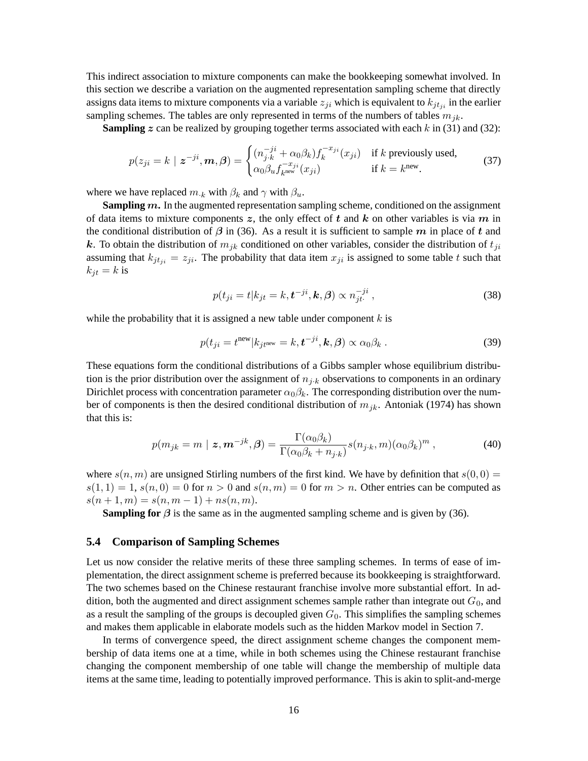This indirect association to mixture components can make the bookkeeping somewhat involved. In this section we describe a variation on the augmented representation sampling scheme that directly assigns data items to mixture components via a variable $z_{ji}$ which is equivalent to $k_{jt_{ji}}$ in the earlier sampling schemes. The tables are only represented in terms of the numbers of tables $m_{jk}$.

**Sampling $\boldsymbol{z}$** can be realized by grouping together terms associated with each $k$ in (31) and (32):

$$p(z_{ji} = k \mid \boldsymbol{z}^{-ji}, \boldsymbol{m}, \boldsymbol{\beta}) = \begin{cases} (n_{j\cdot k}^{-ji} + \alpha_0 \beta_k) f_k^{-x_{ji}}(x_{ji}) & \text{if } k \text{ previously used,} \\ \alpha_0 \beta_u f_{k^{\text{new}}}^{-x_{ji}}(x_{ji}) & \text{if } k = k^{\text{new}}. \end{cases} \tag{37}$$

where we have replaced $m_{\cdot k}$ with $\beta_k$ and $\gamma$ with $\beta_u$.

**Sampling $\boldsymbol{m}$.** In the augmented representation sampling scheme, conditioned on the assignment of data items to mixture components $\boldsymbol{z}$, the only effect of $\boldsymbol{t}$ and $\boldsymbol{k}$ on other variables is via $\boldsymbol{m}$ in the conditional distribution of $\boldsymbol{\beta}$ in (36). As a result it is sufficient to sample $\boldsymbol{m}$ in place of $\boldsymbol{t}$ and $\boldsymbol{k}$. To obtain the distribution of $m_{jk}$ conditioned on other variables, consider the distribution of $t_{ji}$ assuming that $k_{jt_{ji}} = z_{ji}$. The probability that data item $x_{ji}$ is assigned to some table $t$ such that $k_{jt} = k$ is

$$p(t_{ji} = t | k_{jt} = k, \boldsymbol{t}^{-ji}, \boldsymbol{k}, \boldsymbol{\beta}) \propto n_{jt\cdot}^{-ji} , \tag{38}$$

while the probability that it is assigned a new table under component $k$ is

$$p(t_{ji} = t^{\text{new}} | k_{jt^{\text{new}}} = k, \boldsymbol{t}^{-ji}, \boldsymbol{k}, \boldsymbol{\beta}) \propto \alpha_0 \beta_k . \tag{39}$$

These equations form the conditional distributions of a Gibbs sampler whose equilibrium distribution is the prior distribution over the assignment of $n_{j\cdot k}$ observations to components in an ordinary Dirichlet process with concentration parameter $\alpha_0 \beta_k$. The corresponding distribution over the number of components is then the desired conditional distribution of $m_{jk}$. Antoniak (1974) has shown that this is:

$$p(m_{jk} = m \mid \boldsymbol{z}, \boldsymbol{m}^{-jk}, \boldsymbol{\beta}) = \frac{\Gamma(\alpha_0 \beta_k)}{\Gamma(\alpha_0 \beta_k + n_{j\cdot k})} s(n_{j\cdot k}, m)(\alpha_0 \beta_k)^m , \tag{40}$$

where $s(n, m)$ are unsigned Stirling numbers of the first kind. We have by definition that $s(0, 0) = s(1, 1) = 1$, $s(n, 0) = 0$ for $n > 0$ and $s(n, m) = 0$ for $m > n$. Other entries can be computed as $s(n + 1, m) = s(n, m - 1) + ns(n, m)$.

**Sampling for $\boldsymbol{\beta}$** is the same as in the augmented sampling scheme and is given by (36).

### 5.4 Comparison of Sampling Schemes

Let us now consider the relative merits of these three sampling schemes. In terms of ease of implementation, the direct assignment scheme is preferred because its bookkeeping is straightforward. The two schemes based on the Chinese restaurant franchise involve more substantial effort. In addition, both the augmented and direct assignment schemes sample rather than integrate out $G_0$, and as a result the sampling of the groups is decoupled given $G_0$. This simplifies the sampling schemes and makes them applicable in elaborate models such as the hidden Markov model in Section 7.

In terms of convergence speed, the direct assignment scheme changes the component membership of data items one at a time, while in both schemes using the Chinese restaurant franchise changing the component membership of one table will change the membership of multiple data items at the same time, leading to potentially improved performance. This is akin to split-and-merge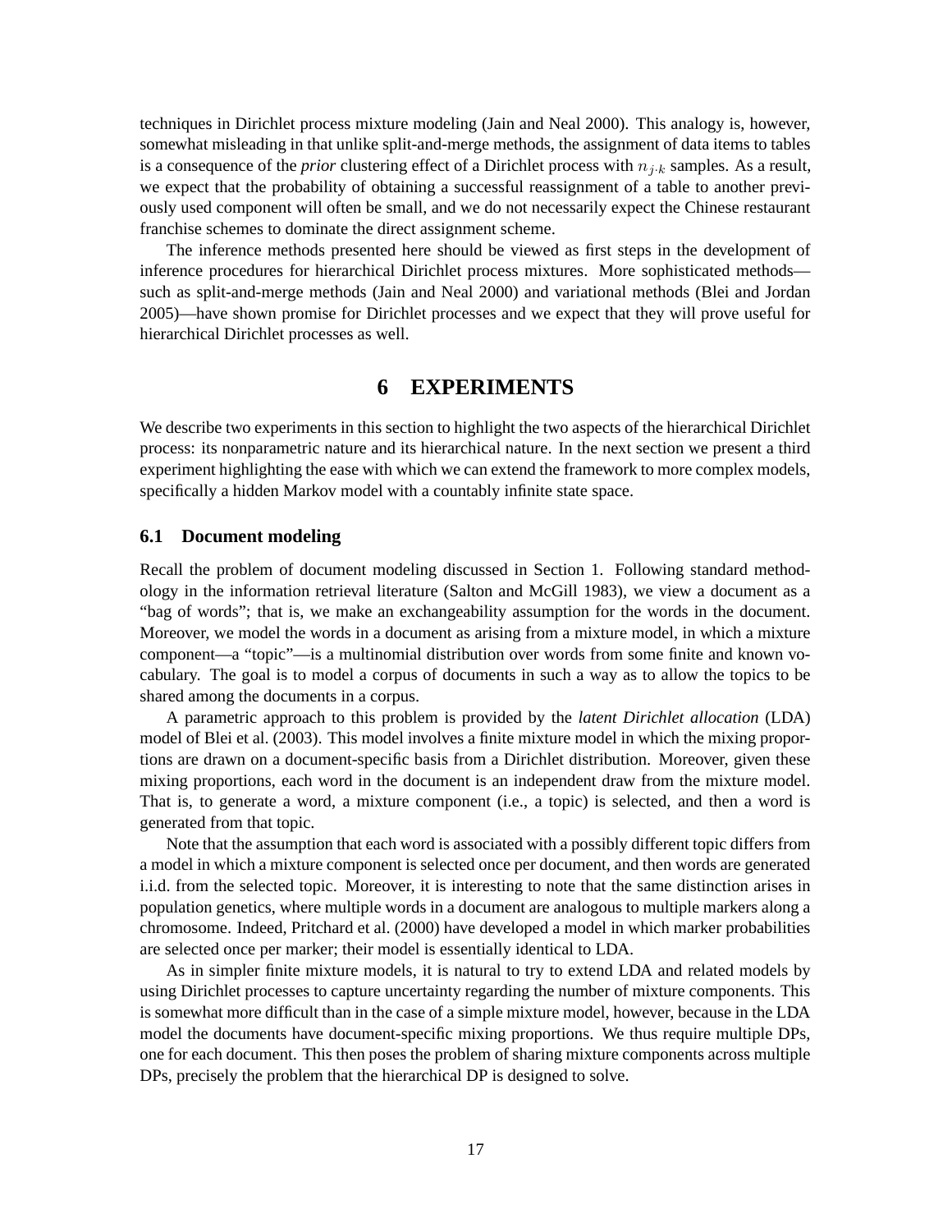techniques in Dirichlet process mixture modeling (Jain and Neal 2000). This analogy is, however, somewhat misleading in that unlike split-and-merge methods, the assignment of data items to tables is a consequence of the *prior* clustering effect of a Dirichlet process with $n_{j\cdot k}$ samples. As a result, we expect that the probability of obtaining a successful reassignment of a table to another previously used component will often be small, and we do not necessarily expect the Chinese restaurant franchise schemes to dominate the direct assignment scheme.

The inference methods presented here should be viewed as first steps in the development of inference procedures for hierarchical Dirichlet process mixtures. More sophisticated methods—such as split-and-merge methods (Jain and Neal 2000) and variational methods (Blei and Jordan 2005)—have shown promise for Dirichlet processes and we expect that they will prove useful for hierarchical Dirichlet processes as well.

# 6 EXPERIMENTS

We describe two experiments in this section to highlight the two aspects of the hierarchical Dirichlet process: its nonparametric nature and its hierarchical nature. In the next section we present a third experiment highlighting the ease with which we can extend the framework to more complex models, specifically a hidden Markov model with a countably infinite state space.

## 6.1 Document modeling

Recall the problem of document modeling discussed in Section 1. Following standard methodology in the information retrieval literature (Salton and McGill 1983), we view a document as a "bag of words"; that is, we make an exchangeability assumption for the words in the document. Moreover, we model the words in a document as arising from a mixture model, in which a mixture component—a "topic"—is a multinomial distribution over words from some finite and known vocabulary. The goal is to model a corpus of documents in such a way as to allow the topics to be shared among the documents in a corpus.

A parametric approach to this problem is provided by the *latent Dirichlet allocation* (LDA) model of Blei et al. (2003). This model involves a finite mixture model in which the mixing proportions are drawn on a document-specific basis from a Dirichlet distribution. Moreover, given these mixing proportions, each word in the document is an independent draw from the mixture model. That is, to generate a word, a mixture component (i.e., a topic) is selected, and then a word is generated from that topic.

Note that the assumption that each word is associated with a possibly different topic differs from a model in which a mixture component is selected once per document, and then words are generated i.i.d. from the selected topic. Moreover, it is interesting to note that the same distinction arises in population genetics, where multiple words in a document are analogous to multiple markers along a chromosome. Indeed, Pritchard et al. (2000) have developed a model in which marker probabilities are selected once per marker; their model is essentially identical to LDA.

As in simpler finite mixture models, it is natural to try to extend LDA and related models by using Dirichlet processes to capture uncertainty regarding the number of mixture components. This is somewhat more difficult than in the case of a simple mixture model, however, because in the LDA model the documents have document-specific mixing proportions. We thus require multiple DPs, one for each document. This then poses the problem of sharing mixture components across multiple DPs, precisely the problem that the hierarchical DP is designed to solve.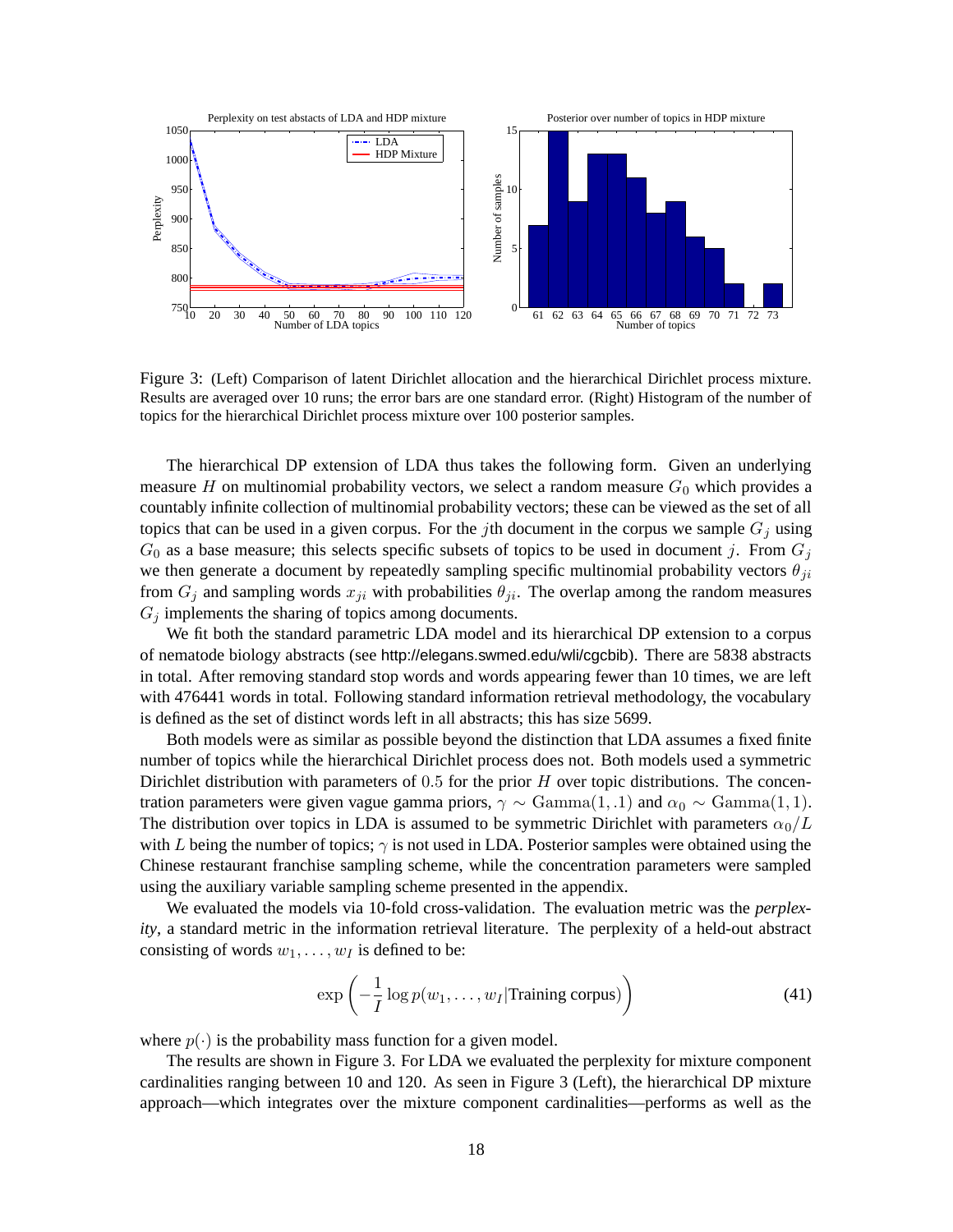Figure 3: (Left) Comparison of latent Dirichlet allocation and the hierarchical Dirichlet process mixture. Results are averaged over 10 runs; the error bars are one standard error. (Right) Histogram of the number of topics for the hierarchical Dirichlet process mixture over 100 posterior samples.

The hierarchical DP extension of LDA thus takes the following form. Given an underlying measure $H$ on multinomial probability vectors, we select a random measure $G_0$ which provides a countably infinite collection of multinomial probability vectors; these can be viewed as the set of all topics that can be used in a given corpus. For the $j$th document in the corpus we sample $G_j$ using $G_0$ as a base measure; this selects specific subsets of topics to be used in document $j$. From $G_j$ we then generate a document by repeatedly sampling specific multinomial probability vectors $\theta_{ji}$ from $G_j$ and sampling words $x_{ji}$ with probabilities $\theta_{ji}$. The overlap among the random measures $G_j$ implements the sharing of topics among documents.

We fit both the standard parametric LDA model and its hierarchical DP extension to a corpus of nematode biology abstracts (see http://elegans.swmed.edu/wli/cgcbib). There are 5838 abstracts in total. After removing standard stop words and words appearing fewer than 10 times, we are left with 476441 words in total. Following standard information retrieval methodology, the vocabulary is defined as the set of distinct words left in all abstracts; this has size 5699.

Both models were as similar as possible beyond the distinction that LDA assumes a fixed finite number of topics while the hierarchical Dirichlet process does not. Both models used a symmetric Dirichlet distribution with parameters of $0.5$ for the prior $H$ over topic distributions. The concentration parameters were given vague gamma priors, $\gamma \sim \text{Gamma}(1, .1)$ and $\alpha_0 \sim \text{Gamma}(1, 1)$. The distribution over topics in LDA is assumed to be symmetric Dirichlet with parameters $\alpha_0/L$ with $L$ being the number of topics; $\gamma$ is not used in LDA. Posterior samples were obtained using the Chinese restaurant franchise sampling scheme, while the concentration parameters were sampled using the auxiliary variable sampling scheme presented in the appendix.

We evaluated the models via 10-fold cross-validation. The evaluation metric was the *perplexity*, a standard metric in the information retrieval literature. The perplexity of a held-out abstract consisting of words $w_1, \ldots, w_I$ is defined to be:

$$\exp\left(-\frac{1}{I}\log p(w_1, \ldots, w_I | \text{Training corpus})\right) \tag{41}$$

where $p(\cdot)$ is the probability mass function for a given model.

The results are shown in Figure 3. For LDA we evaluated the perplexity for mixture component cardinalities ranging between 10 and 120. As seen in Figure 3 (Left), the hierarchical DP mixture approach—which integrates over the mixture component cardinalities—performs as well as the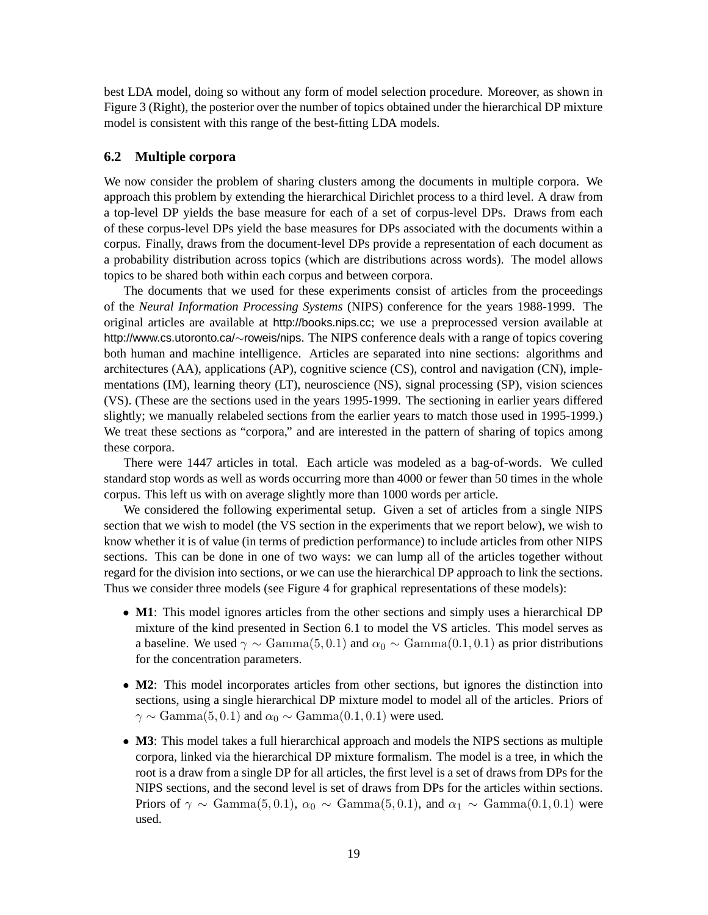best LDA model, doing so without any form of model selection procedure. Moreover, as shown in Figure 3 (Right), the posterior over the number of topics obtained under the hierarchical DP mixture model is consistent with this range of the best-fitting LDA models.

### 6.2 Multiple corpora

We now consider the problem of sharing clusters among the documents in multiple corpora. We approach this problem by extending the hierarchical Dirichlet process to a third level. A draw from a top-level DP yields the base measure for each of a set of corpus-level DPs. Draws from each of these corpus-level DPs yield the base measures for DPs associated with the documents within a corpus. Finally, draws from the document-level DPs provide a representation of each document as a probability distribution across topics (which are distributions across words). The model allows topics to be shared both within each corpus and between corpora.

The documents that we used for these experiments consist of articles from the proceedings of the *Neural Information Processing Systems* (NIPS) conference for the years 1988-1999. The original articles are available at http://books.nips.cc; we use a preprocessed version available at http://www.cs.utoronto.ca/$\sim$roweis/nips. The NIPS conference deals with a range of topics covering both human and machine intelligence. Articles are separated into nine sections: algorithms and architectures (AA), applications (AP), cognitive science (CS), control and navigation (CN), implementations (IM), learning theory (LT), neuroscience (NS), signal processing (SP), vision sciences (VS). (These are the sections used in the years 1995-1999. The sectioning in earlier years differed slightly; we manually relabeled sections from the earlier years to match those used in 1995-1999.) We treat these sections as "corpora," and are interested in the pattern of sharing of topics among these corpora.

There were 1447 articles in total. Each article was modeled as a bag-of-words. We culled standard stop words as well as words occurring more than 4000 or fewer than 50 times in the whole corpus. This left us with on average slightly more than 1000 words per article.

We considered the following experimental setup. Given a set of articles from a single NIPS section that we wish to model (the VS section in the experiments that we report below), we wish to know whether it is of value (in terms of prediction performance) to include articles from other NIPS sections. This can be done in one of two ways: we can lump all of the articles together without regard for the division into sections, or we can use the hierarchical DP approach to link the sections. Thus we consider three models (see Figure 4 for graphical representations of these models):

- **M1**: This model ignores articles from the other sections and simply uses a hierarchical DP mixture of the kind presented in Section 6.1 to model the VS articles. This model serves as a baseline. We used $\gamma \sim \mathrm{Gamma}(5, 0.1)$ and $\alpha_0 \sim \mathrm{Gamma}(0.1, 0.1)$ as prior distributions for the concentration parameters.
- **M2**: This model incorporates articles from other sections, but ignores the distinction into sections, using a single hierarchical DP mixture model to model all of the articles. Priors of $\gamma \sim \mathrm{Gamma}(5, 0.1)$ and $\alpha_0 \sim \mathrm{Gamma}(0.1, 0.1)$ were used.
- **M3**: This model takes a full hierarchical approach and models the NIPS sections as multiple corpora, linked via the hierarchical DP mixture formalism. The model is a tree, in which the root is a draw from a single DP for all articles, the first level is a set of draws from DPs for the NIPS sections, and the second level is set of draws from DPs for the articles within sections. Priors of $\gamma \sim \mathrm{Gamma}(5, 0.1)$, $\alpha_0 \sim \mathrm{Gamma}(5, 0.1)$, and $\alpha_1 \sim \mathrm{Gamma}(0.1, 0.1)$ were used.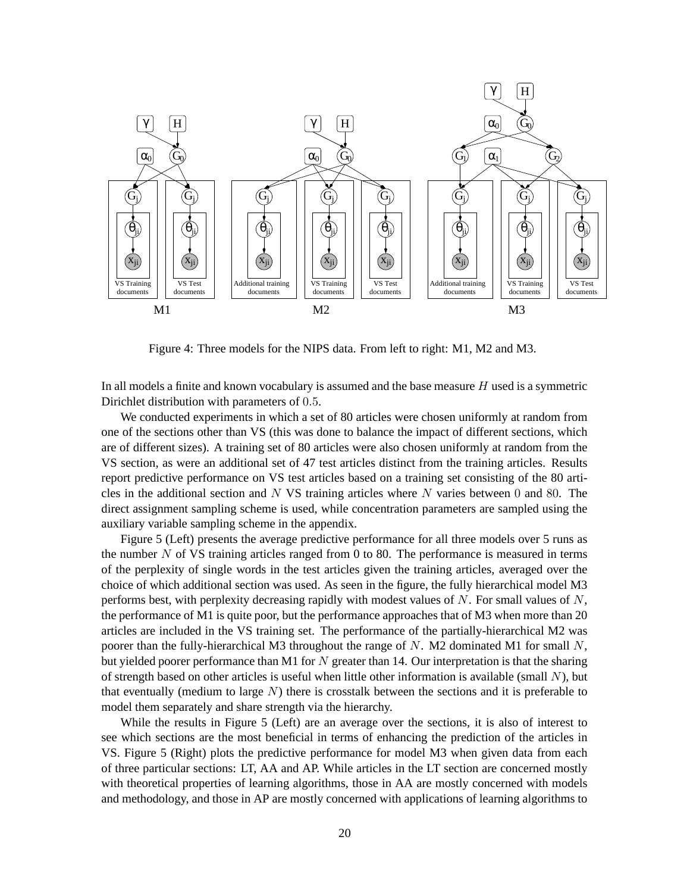Figure 4: Three models for the NIPS data. From left to right: M1, M2 and M3.

In all models a finite and known vocabulary is assumed and the base measure $H$ used is a symmetric Dirichlet distribution with parameters of $0.5$.

We conducted experiments in which a set of 80 articles were chosen uniformly at random from one of the sections other than VS (this was done to balance the impact of different sections, which are of different sizes). A training set of 80 articles were also chosen uniformly at random from the VS section, as were an additional set of 47 test articles distinct from the training articles. Results report predictive performance on VS test articles based on a training set consisting of the 80 articles in the additional section and $N$ VS training articles where $N$ varies between $0$ and $80$. The direct assignment sampling scheme is used, while concentration parameters are sampled using the auxiliary variable sampling scheme in the appendix.

Figure 5 (Left) presents the average predictive performance for all three models over 5 runs as the number $N$ of VS training articles ranged from 0 to 80. The performance is measured in terms of the perplexity of single words in the test articles given the training articles, averaged over the choice of which additional section was used. As seen in the figure, the fully hierarchical model M3 performs best, with perplexity decreasing rapidly with modest values of $N$. For small values of $N$, the performance of M1 is quite poor, but the performance approaches that of M3 when more than 20 articles are included in the VS training set. The performance of the partially-hierarchical M2 was poorer than the fully-hierarchical M3 throughout the range of $N$. M2 dominated M1 for small $N$, but yielded poorer performance than M1 for $N$ greater than 14. Our interpretation is that the sharing of strength based on other articles is useful when little other information is available (small $N$), but that eventually (medium to large $N$) there is crosstalk between the sections and it is preferable to model them separately and share strength via the hierarchy.

While the results in Figure 5 (Left) are an average over the sections, it is also of interest to see which sections are the most beneficial in terms of enhancing the prediction of the articles in VS. Figure 5 (Right) plots the predictive performance for model M3 when given data from each of three particular sections: LT, AA and AP. While articles in the LT section are concerned mostly with theoretical properties of learning algorithms, those in AA are mostly concerned with models and methodology, and those in AP are mostly concerned with applications of learning algorithms to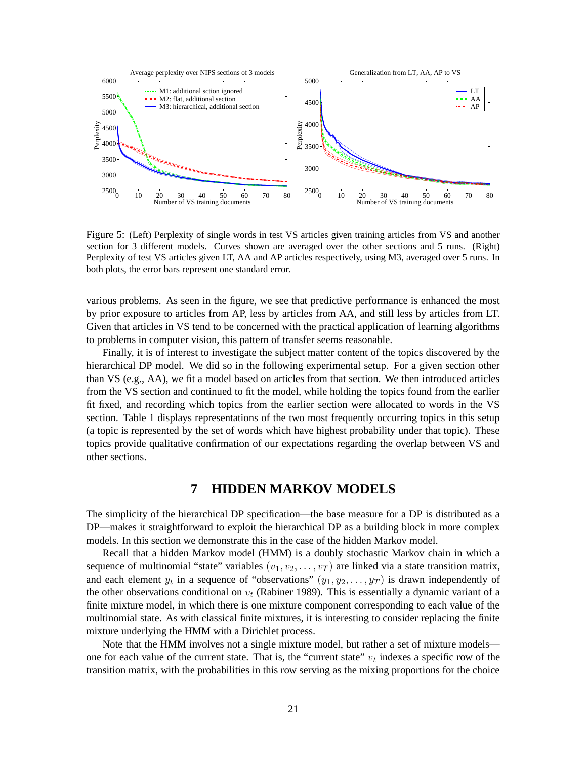Figure 5: (Left) Perplexity of single words in test VS articles given training articles from VS and another section for 3 different models. Curves shown are averaged over the other sections and 5 runs. (Right) Perplexity of test VS articles given LT, AA and AP articles respectively, using M3, averaged over 5 runs. In both plots, the error bars represent one standard error.

various problems. As seen in the figure, we see that predictive performance is enhanced the most by prior exposure to articles from AP, less by articles from AA, and still less by articles from LT. Given that articles in VS tend to be concerned with the practical application of learning algorithms to problems in computer vision, this pattern of transfer seems reasonable.

Finally, it is of interest to investigate the subject matter content of the topics discovered by the hierarchical DP model. We did so in the following experimental setup. For a given section other than VS (e.g., AA), we fit a model based on articles from that section. We then introduced articles from the VS section and continued to fit the model, while holding the topics found from the earlier fit fixed, and recording which topics from the earlier section were allocated to words in the VS section. Table 1 displays representations of the two most frequently occurring topics in this setup (a topic is represented by the set of words which have highest probability under that topic). These topics provide qualitative confirmation of our expectations regarding the overlap between VS and other sections.

# 7 HIDDEN MARKOV MODELS

The simplicity of the hierarchical DP specification—the base measure for a DP is distributed as a DP—makes it straightforward to exploit the hierarchical DP as a building block in more complex models. In this section we demonstrate this in the case of the hidden Markov model.

Recall that a hidden Markov model (HMM) is a doubly stochastic Markov chain in which a sequence of multinomial "state" variables $(v_1, v_2, \ldots, v_T)$ are linked via a state transition matrix, and each element $y_t$ in a sequence of "observations" $(y_1, y_2, \ldots, y_T)$ is drawn independently of the other observations conditional on $v_t$ (Rabiner 1989). This is essentially a dynamic variant of a finite mixture model, in which there is one mixture component corresponding to each value of the multinomial state. As with classical finite mixtures, it is interesting to consider replacing the finite mixture underlying the HMM with a Dirichlet process.

Note that the HMM involves not a single mixture model, but rather a set of mixture models—one for each value of the current state. That is, the "current state" $v_t$ indexes a specific row of the transition matrix, with the probabilities in this row serving as the mixing proportions for the choice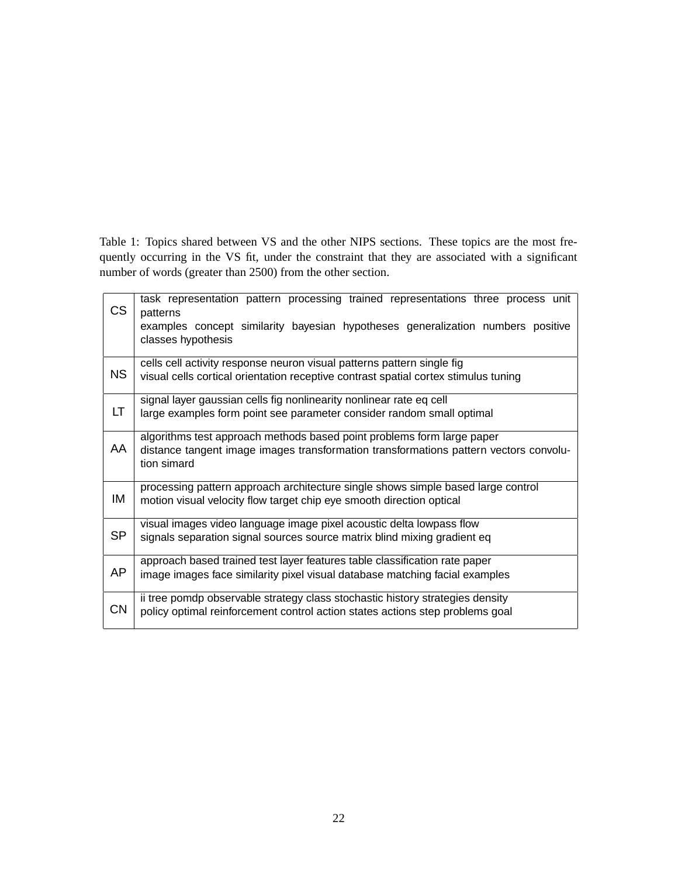Table 1: Topics shared between VS and the other NIPS sections. These topics are the most frequently occurring in the VS fit, under the constraint that they are associated with a significant number of words (greater than 2500) from the other section.

| | |
|---|---|
| CS | task representation pattern processing trained representations three process unit patterns<br>examples concept similarity bayesian hypotheses generalization numbers positive classes hypothesis |
| NS | cells cell activity response neuron visual patterns pattern single fig<br>visual cells cortical orientation receptive contrast spatial cortex stimulus tuning |
| LT | signal layer gaussian cells fig nonlinearity nonlinear rate eq cell<br>large examples form point see parameter consider random small optimal |
| AA | algorithms test approach methods based point problems form large paper<br>distance tangent image images transformation transformations pattern vectors convolution simard |
| IM | processing pattern approach architecture single shows simple based large control<br>motion visual velocity flow target chip eye smooth direction optical |
| SP | visual images video language image pixel acoustic delta lowpass flow<br>signals separation signal sources source matrix blind mixing gradient eq |
| AP | approach based trained test layer features table classification rate paper<br>image images face similarity pixel visual database matching facial examples |
| CN | ii tree pomdp observable strategy class stochastic history strategies density<br>policy optimal reinforcement control action states actions step problems goal |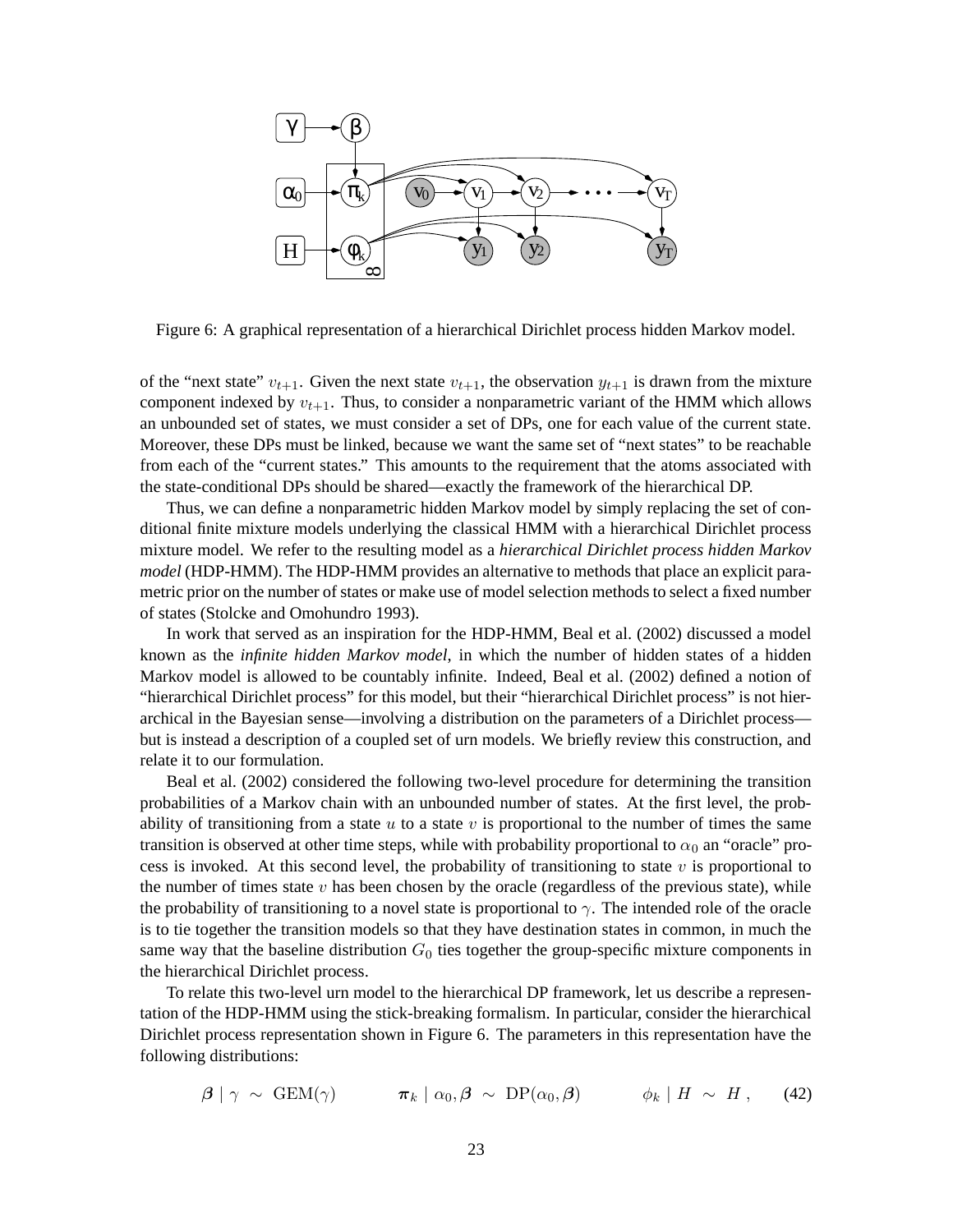Figure 6: A graphical representation of a hierarchical Dirichlet process hidden Markov model.

of the "next state" $v_{t+1}$. Given the next state $v_{t+1}$, the observation $y_{t+1}$ is drawn from the mixture component indexed by $v_{t+1}$. Thus, to consider a nonparametric variant of the HMM which allows an unbounded set of states, we must consider a set of DPs, one for each value of the current state. Moreover, these DPs must be linked, because we want the same set of "next states" to be reachable from each of the "current states." This amounts to the requirement that the atoms associated with the state-conditional DPs should be shared—exactly the framework of the hierarchical DP.

Thus, we can define a nonparametric hidden Markov model by simply replacing the set of conditional finite mixture models underlying the classical HMM with a hierarchical Dirichlet process mixture model. We refer to the resulting model as a *hierarchical Dirichlet process hidden Markov model* (HDP-HMM). The HDP-HMM provides an alternative to methods that place an explicit parametric prior on the number of states or make use of model selection methods to select a fixed number of states (Stolcke and Omohundro 1993).

In work that served as an inspiration for the HDP-HMM, Beal et al. (2002) discussed a model known as the *infinite hidden Markov model*, in which the number of hidden states of a hidden Markov model is allowed to be countably infinite. Indeed, Beal et al. (2002) defined a notion of "hierarchical Dirichlet process" for this model, but their "hierarchical Dirichlet process" is not hierarchical in the Bayesian sense—involving a distribution on the parameters of a Dirichlet process—but is instead a description of a coupled set of urn models. We briefly review this construction, and relate it to our formulation.

Beal et al. (2002) considered the following two-level procedure for determining the transition probabilities of a Markov chain with an unbounded number of states. At the first level, the probability of transitioning from a state $u$ to a state $v$ is proportional to the number of times the same transition is observed at other time steps, while with probability proportional to $\alpha_0$ an "oracle" process is invoked. At this second level, the probability of transitioning to state $v$ is proportional to the number of times state $v$ has been chosen by the oracle (regardless of the previous state), while the probability of transitioning to a novel state is proportional to $\gamma$. The intended role of the oracle is to tie together the transition models so that they have destination states in common, in much the same way that the baseline distribution $G_0$ ties together the group-specific mixture components in the hierarchical Dirichlet process.

To relate this two-level urn model to the hierarchical DP framework, let us describe a representation of the HDP-HMM using the stick-breaking formalism. In particular, consider the hierarchical Dirichlet process representation shown in Figure 6. The parameters in this representation have the following distributions:

$$\boldsymbol{\beta} \mid \gamma \;\sim\; \mathrm{GEM}(\gamma) \qquad\qquad \boldsymbol{\pi}_k \mid \alpha_0, \boldsymbol{\beta} \;\sim\; \mathrm{DP}(\alpha_0, \boldsymbol{\beta}) \qquad\qquad \phi_k \mid H \;\sim\; H\,, \qquad (42)$$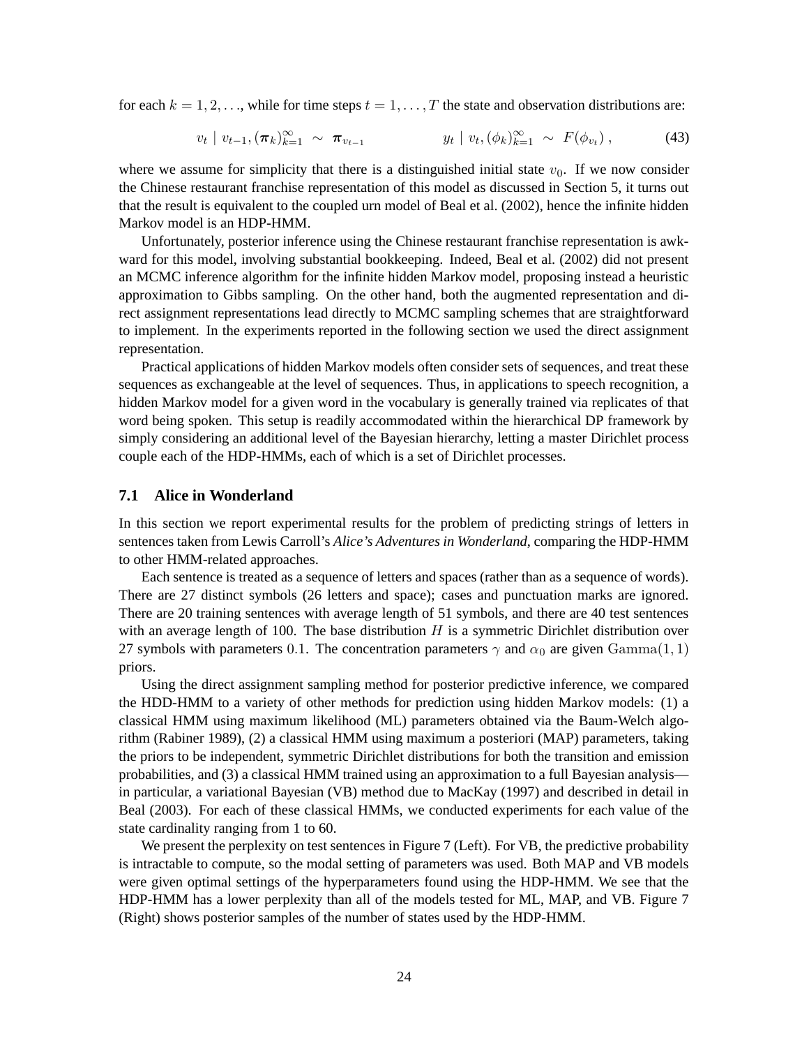for each $k = 1, 2, \ldots$, while for time steps $t = 1, \ldots, T$ the state and observation distributions are:

$$v_t \mid v_{t-1}, (\boldsymbol{\pi}_k)_{k=1}^{\infty} \sim \boldsymbol{\pi}_{v_{t-1}} \qquad\qquad y_t \mid v_t, (\phi_k)_{k=1}^{\infty} \sim F(\phi_{v_t}) , \tag{43}$$

where we assume for simplicity that there is a distinguished initial state $v_0$. If we now consider the Chinese restaurant franchise representation of this model as discussed in Section 5, it turns out that the result is equivalent to the coupled urn model of Beal et al. (2002), hence the infinite hidden Markov model is an HDP-HMM.

Unfortunately, posterior inference using the Chinese restaurant franchise representation is awkward for this model, involving substantial bookkeeping. Indeed, Beal et al. (2002) did not present an MCMC inference algorithm for the infinite hidden Markov model, proposing instead a heuristic approximation to Gibbs sampling. On the other hand, both the augmented representation and direct assignment representations lead directly to MCMC sampling schemes that are straightforward to implement. In the experiments reported in the following section we used the direct assignment representation.

Practical applications of hidden Markov models often consider sets of sequences, and treat these sequences as exchangeable at the level of sequences. Thus, in applications to speech recognition, a hidden Markov model for a given word in the vocabulary is generally trained via replicates of that word being spoken. This setup is readily accommodated within the hierarchical DP framework by simply considering an additional level of the Bayesian hierarchy, letting a master Dirichlet process couple each of the HDP-HMMs, each of which is a set of Dirichlet processes.

### 7.1 Alice in Wonderland

In this section we report experimental results for the problem of predicting strings of letters in sentences taken from Lewis Carroll's *Alice's Adventures in Wonderland*, comparing the HDP-HMM to other HMM-related approaches.

Each sentence is treated as a sequence of letters and spaces (rather than as a sequence of words). There are 27 distinct symbols (26 letters and space); cases and punctuation marks are ignored. There are 20 training sentences with average length of 51 symbols, and there are 40 test sentences with an average length of 100. The base distribution $H$ is a symmetric Dirichlet distribution over 27 symbols with parameters $0.1$. The concentration parameters $\gamma$ and $\alpha_0$ are given $\mathrm{Gamma}(1, 1)$ priors.

Using the direct assignment sampling method for posterior predictive inference, we compared the HDD-HMM to a variety of other methods for prediction using hidden Markov models: (1) a classical HMM using maximum likelihood (ML) parameters obtained via the Baum-Welch algorithm (Rabiner 1989), (2) a classical HMM using maximum a posteriori (MAP) parameters, taking the priors to be independent, symmetric Dirichlet distributions for both the transition and emission probabilities, and (3) a classical HMM trained using an approximation to a full Bayesian analysis—in particular, a variational Bayesian (VB) method due to MacKay (1997) and described in detail in Beal (2003). For each of these classical HMMs, we conducted experiments for each value of the state cardinality ranging from 1 to 60.

We present the perplexity on test sentences in Figure 7 (Left). For VB, the predictive probability is intractable to compute, so the modal setting of parameters was used. Both MAP and VB models were given optimal settings of the hyperparameters found using the HDP-HMM. We see that the HDP-HMM has a lower perplexity than all of the models tested for ML, MAP, and VB. Figure 7 (Right) shows posterior samples of the number of states used by the HDP-HMM.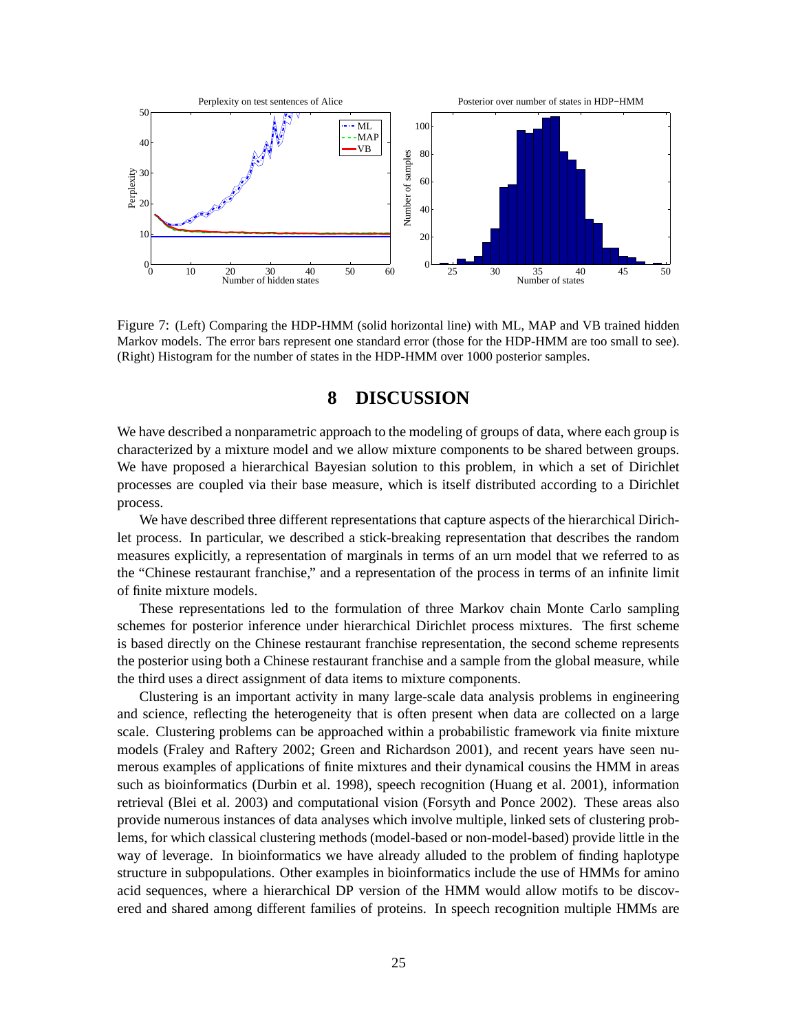Figure 7: (Left) Comparing the HDP-HMM (solid horizontal line) with ML, MAP and VB trained hidden Markov models. The error bars represent one standard error (those for the HDP-HMM are too small to see). (Right) Histogram for the number of states in the HDP-HMM over 1000 posterior samples.

# 8 DISCUSSION

We have described a nonparametric approach to the modeling of groups of data, where each group is characterized by a mixture model and we allow mixture components to be shared between groups. We have proposed a hierarchical Bayesian solution to this problem, in which a set of Dirichlet processes are coupled via their base measure, which is itself distributed according to a Dirichlet process.

We have described three different representations that capture aspects of the hierarchical Dirichlet process. In particular, we described a stick-breaking representation that describes the random measures explicitly, a representation of marginals in terms of an urn model that we referred to as the "Chinese restaurant franchise," and a representation of the process in terms of an infinite limit of finite mixture models.

These representations led to the formulation of three Markov chain Monte Carlo sampling schemes for posterior inference under hierarchical Dirichlet process mixtures. The first scheme is based directly on the Chinese restaurant franchise representation, the second scheme represents the posterior using both a Chinese restaurant franchise and a sample from the global measure, while the third uses a direct assignment of data items to mixture components.

Clustering is an important activity in many large-scale data analysis problems in engineering and science, reflecting the heterogeneity that is often present when data are collected on a large scale. Clustering problems can be approached within a probabilistic framework via finite mixture models (Fraley and Raftery 2002; Green and Richardson 2001), and recent years have seen numerous examples of applications of finite mixtures and their dynamical cousins the HMM in areas such as bioinformatics (Durbin et al. 1998), speech recognition (Huang et al. 2001), information retrieval (Blei et al. 2003) and computational vision (Forsyth and Ponce 2002). These areas also provide numerous instances of data analyses which involve multiple, linked sets of clustering problems, for which classical clustering methods (model-based or non-model-based) provide little in the way of leverage. In bioinformatics we have already alluded to the problem of finding haplotype structure in subpopulations. Other examples in bioinformatics include the use of HMMs for amino acid sequences, where a hierarchical DP version of the HMM would allow motifs to be discovered and shared among different families of proteins. In speech recognition multiple HMMs are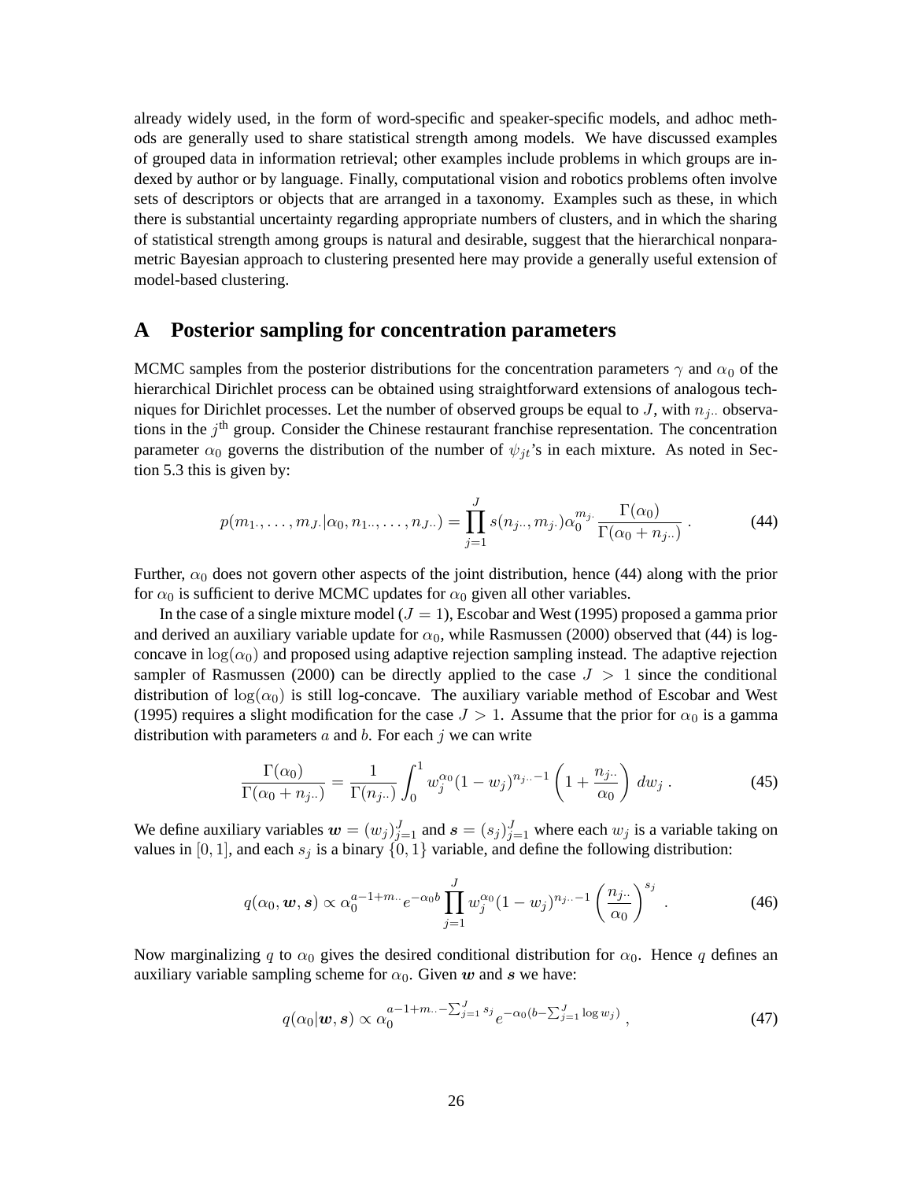already widely used, in the form of word-specific and speaker-specific models, and adhoc methods are generally used to share statistical strength among models. We have discussed examples of grouped data in information retrieval; other examples include problems in which groups are indexed by author or by language. Finally, computational vision and robotics problems often involve sets of descriptors or objects that are arranged in a taxonomy. Examples such as these, in which there is substantial uncertainty regarding appropriate numbers of clusters, and in which the sharing of statistical strength among groups is natural and desirable, suggest that the hierarchical nonparametric Bayesian approach to clustering presented here may provide a generally useful extension of model-based clustering.

## A Posterior sampling for concentration parameters

MCMC samples from the posterior distributions for the concentration parameters $\gamma$ and $\alpha_0$ of the hierarchical Dirichlet process can be obtained using straightforward extensions of analogous techniques for Dirichlet processes. Let the number of observed groups be equal to $J$, with $n_{j\cdot\cdot}$ observations in the $j^{\text{th}}$ group. Consider the Chinese restaurant franchise representation. The concentration parameter $\alpha_0$ governs the distribution of the number of $\psi_{jt}$'s in each mixture. As noted in Section 5.3 this is given by:

$$p(m_{1\cdot}, \ldots, m_{J\cdot} | \alpha_0, n_{1\cdot\cdot}, \ldots, n_{J\cdot\cdot}) = \prod_{j=1}^{J} s(n_{j\cdot\cdot}, m_{j\cdot}) \alpha_0^{m_{j\cdot}} \frac{\Gamma(\alpha_0)}{\Gamma(\alpha_0 + n_{j\cdot\cdot})} \,. \tag{44}$$

Further, $\alpha_0$ does not govern other aspects of the joint distribution, hence (44) along with the prior for $\alpha_0$ is sufficient to derive MCMC updates for $\alpha_0$ given all other variables.

In the case of a single mixture model ($J = 1$), Escobar and West (1995) proposed a gamma prior and derived an auxiliary variable update for $\alpha_0$, while Rasmussen (2000) observed that (44) is log-concave in $\log(\alpha_0)$ and proposed using adaptive rejection sampling instead. The adaptive rejection sampler of Rasmussen (2000) can be directly applied to the case $J > 1$ since the conditional distribution of $\log(\alpha_0)$ is still log-concave. The auxiliary variable method of Escobar and West (1995) requires a slight modification for the case $J > 1$. Assume that the prior for $\alpha_0$ is a gamma distribution with parameters $a$ and $b$. For each $j$ we can write

$$\frac{\Gamma(\alpha_0)}{\Gamma(\alpha_0 + n_{j\cdot\cdot})} = \frac{1}{\Gamma(n_{j\cdot\cdot})} \int_0^1 w_j^{\alpha_0} (1 - w_j)^{n_{j\cdot\cdot} - 1} \left(1 + \frac{n_{j\cdot\cdot}}{\alpha_0}\right) dw_j \,. \tag{45}$$

We define auxiliary variables $\boldsymbol{w} = (w_j)_{j=1}^J$ and $\boldsymbol{s} = (s_j)_{j=1}^J$ where each $w_j$ is a variable taking on values in $[0, 1]$, and each $s_j$ is a binary $\{0, 1\}$ variable, and define the following distribution:

$$q(\alpha_0, \boldsymbol{w}, \boldsymbol{s}) \propto \alpha_0^{a-1+m_{\cdot\cdot}} e^{-\alpha_0 b} \prod_{j=1}^{J} w_j^{\alpha_0} (1 - w_j)^{n_{j\cdot\cdot} - 1} \left(\frac{n_{j\cdot\cdot}}{\alpha_0}\right)^{s_j} \,. \tag{46}$$

Now marginalizing $q$ to $\alpha_0$ gives the desired conditional distribution for $\alpha_0$. Hence $q$ defines an auxiliary variable sampling scheme for $\alpha_0$. Given $\boldsymbol{w}$ and $\boldsymbol{s}$ we have:

$$q(\alpha_0 | \boldsymbol{w}, \boldsymbol{s}) \propto \alpha_0^{a-1+m_{\cdot\cdot} - \sum_{j=1}^{J} s_j} e^{-\alpha_0 (b - \sum_{j=1}^{J} \log w_j)} \,, \tag{47}$$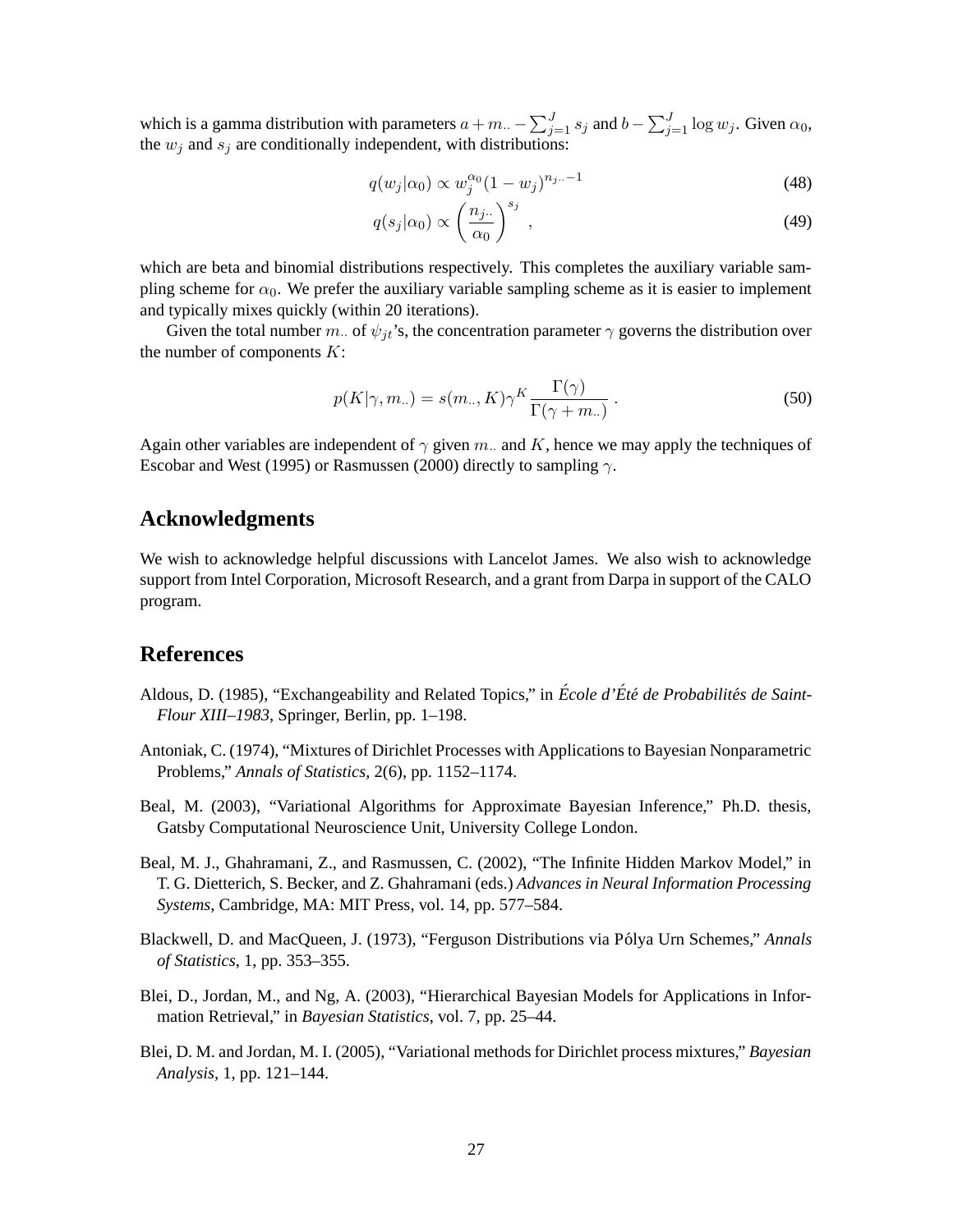which is a gamma distribution with parameters $a + m_{\cdot\cdot} - \sum_{j=1}^{J} s_j$ and $b - \sum_{j=1}^{J} \log w_j$. Given $\alpha_0$, the $w_j$ and $s_j$ are conditionally independent, with distributions:

$$q(w_j|\alpha_0) \propto w_j^{\alpha_0}(1 - w_j)^{n_{j\cdot\cdot}-1} \tag{48}$$

$$q(s_j|\alpha_0) \propto \left(\frac{n_{j\cdot\cdot}}{\alpha_0}\right)^{s_j} , \tag{49}$$

which are beta and binomial distributions respectively. This completes the auxiliary variable sampling scheme for $\alpha_0$. We prefer the auxiliary variable sampling scheme as it is easier to implement and typically mixes quickly (within 20 iterations).

Given the total number $m_{\cdot\cdot}$ of $\psi_{jt}$'s, the concentration parameter $\gamma$ governs the distribution over the number of components $K$:

$$p(K|\gamma, m_{\cdot\cdot}) = s(m_{\cdot\cdot}, K)\gamma^K \frac{\Gamma(\gamma)}{\Gamma(\gamma + m_{\cdot\cdot})} . \tag{50}$$

Again other variables are independent of $\gamma$ given $m_{\cdot\cdot}$ and $K$, hence we may apply the techniques of Escobar and West (1995) or Rasmussen (2000) directly to sampling $\gamma$.

## Acknowledgments

We wish to acknowledge helpful discussions with Lancelot James. We also wish to acknowledge support from Intel Corporation, Microsoft Research, and a grant from Darpa in support of the CALO program.

## References

Aldous, D. (1985), "Exchangeability and Related Topics," in *École d'Été de Probabilités de Saint-Flour XIII–1983*, Springer, Berlin, pp. 1–198.

Antoniak, C. (1974), "Mixtures of Dirichlet Processes with Applications to Bayesian Nonparametric Problems," *Annals of Statistics*, 2(6), pp. 1152–1174.

Beal, M. (2003), "Variational Algorithms for Approximate Bayesian Inference," Ph.D. thesis, Gatsby Computational Neuroscience Unit, University College London.

Beal, M. J., Ghahramani, Z., and Rasmussen, C. (2002), "The Infinite Hidden Markov Model," in T. G. Dietterich, S. Becker, and Z. Ghahramani (eds.) *Advances in Neural Information Processing Systems*, Cambridge, MA: MIT Press, vol. 14, pp. 577–584.

Blackwell, D. and MacQueen, J. (1973), "Ferguson Distributions via Pólya Urn Schemes," *Annals of Statistics*, 1, pp. 353–355.

Blei, D., Jordan, M., and Ng, A. (2003), "Hierarchical Bayesian Models for Applications in Information Retrieval," in *Bayesian Statistics*, vol. 7, pp. 25–44.

Blei, D. M. and Jordan, M. I. (2005), "Variational methods for Dirichlet process mixtures," *Bayesian Analysis*, 1, pp. 121–144.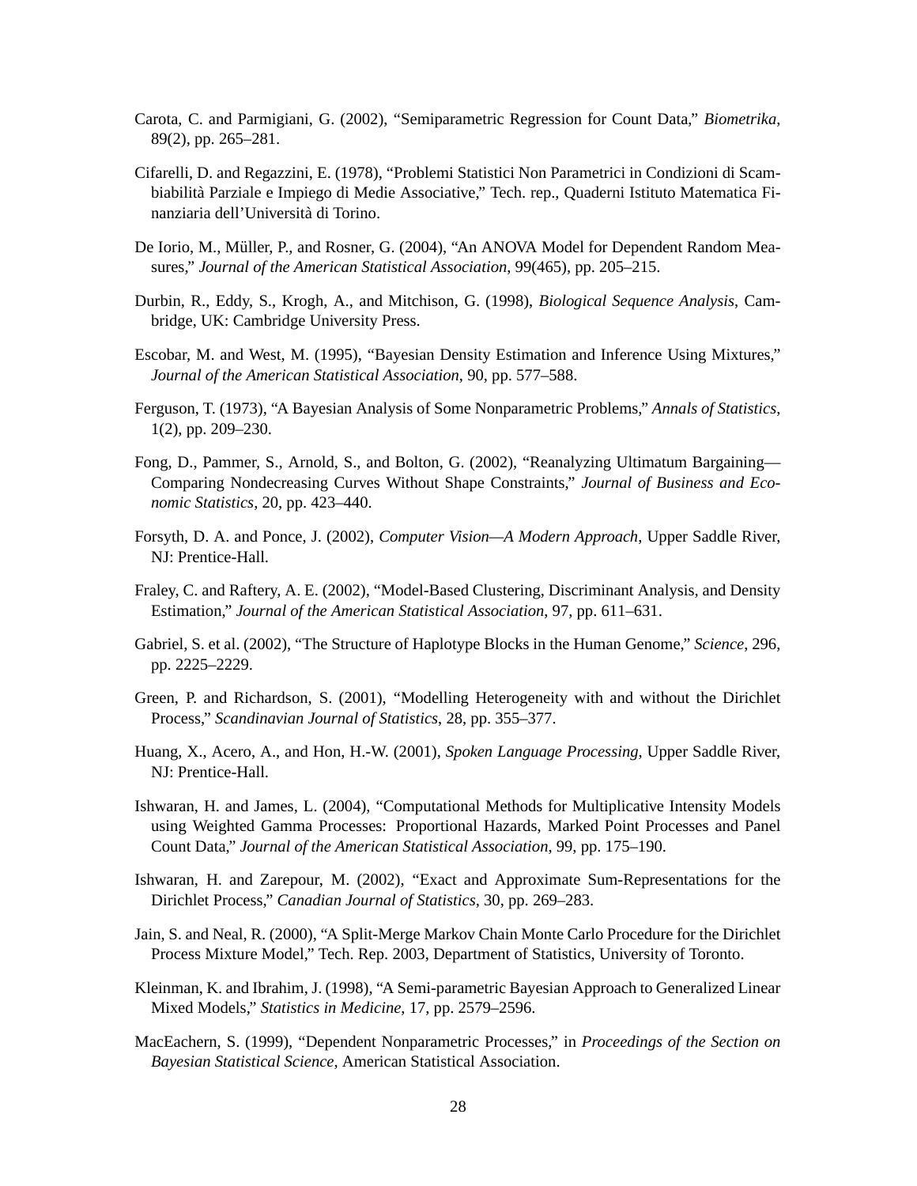Carota, C. and Parmigiani, G. (2002), “Semiparametric Regression for Count Data,” *Biometrika*, 89(2), pp. 265–281.

Cifarelli, D. and Regazzini, E. (1978), “Problemi Statistici Non Parametrici in Condizioni di Scambiabilità Parziale e Impiego di Medie Associative,” Tech. rep., Quaderni Istituto Matematica Finanziaria dell’Università di Torino.

De Iorio, M., Müller, P., and Rosner, G. (2004), “An ANOVA Model for Dependent Random Measures,” *Journal of the American Statistical Association*, 99(465), pp. 205–215.

Durbin, R., Eddy, S., Krogh, A., and Mitchison, G. (1998), *Biological Sequence Analysis*, Cambridge, UK: Cambridge University Press.

Escobar, M. and West, M. (1995), “Bayesian Density Estimation and Inference Using Mixtures,” *Journal of the American Statistical Association*, 90, pp. 577–588.

Ferguson, T. (1973), “A Bayesian Analysis of Some Nonparametric Problems,” *Annals of Statistics*, 1(2), pp. 209–230.

Fong, D., Pammer, S., Arnold, S., and Bolton, G. (2002), “Reanalyzing Ultimatum Bargaining—Comparing Nondecreasing Curves Without Shape Constraints,” *Journal of Business and Economic Statistics*, 20, pp. 423–440.

Forsyth, D. A. and Ponce, J. (2002), *Computer Vision—A Modern Approach*, Upper Saddle River, NJ: Prentice-Hall.

Fraley, C. and Raftery, A. E. (2002), “Model-Based Clustering, Discriminant Analysis, and Density Estimation,” *Journal of the American Statistical Association*, 97, pp. 611–631.

Gabriel, S. et al. (2002), “The Structure of Haplotype Blocks in the Human Genome,” *Science*, 296, pp. 2225–2229.

Green, P. and Richardson, S. (2001), “Modelling Heterogeneity with and without the Dirichlet Process,” *Scandinavian Journal of Statistics*, 28, pp. 355–377.

Huang, X., Acero, A., and Hon, H.-W. (2001), *Spoken Language Processing*, Upper Saddle River, NJ: Prentice-Hall.

Ishwaran, H. and James, L. (2004), “Computational Methods for Multiplicative Intensity Models using Weighted Gamma Processes: Proportional Hazards, Marked Point Processes and Panel Count Data,” *Journal of the American Statistical Association*, 99, pp. 175–190.

Ishwaran, H. and Zarepour, M. (2002), “Exact and Approximate Sum-Representations for the Dirichlet Process,” *Canadian Journal of Statistics*, 30, pp. 269–283.

Jain, S. and Neal, R. (2000), “A Split-Merge Markov Chain Monte Carlo Procedure for the Dirichlet Process Mixture Model,” Tech. Rep. 2003, Department of Statistics, University of Toronto.

Kleinman, K. and Ibrahim, J. (1998), “A Semi-parametric Bayesian Approach to Generalized Linear Mixed Models,” *Statistics in Medicine*, 17, pp. 2579–2596.

MacEachern, S. (1999), “Dependent Nonparametric Processes,” in *Proceedings of the Section on Bayesian Statistical Science*, American Statistical Association.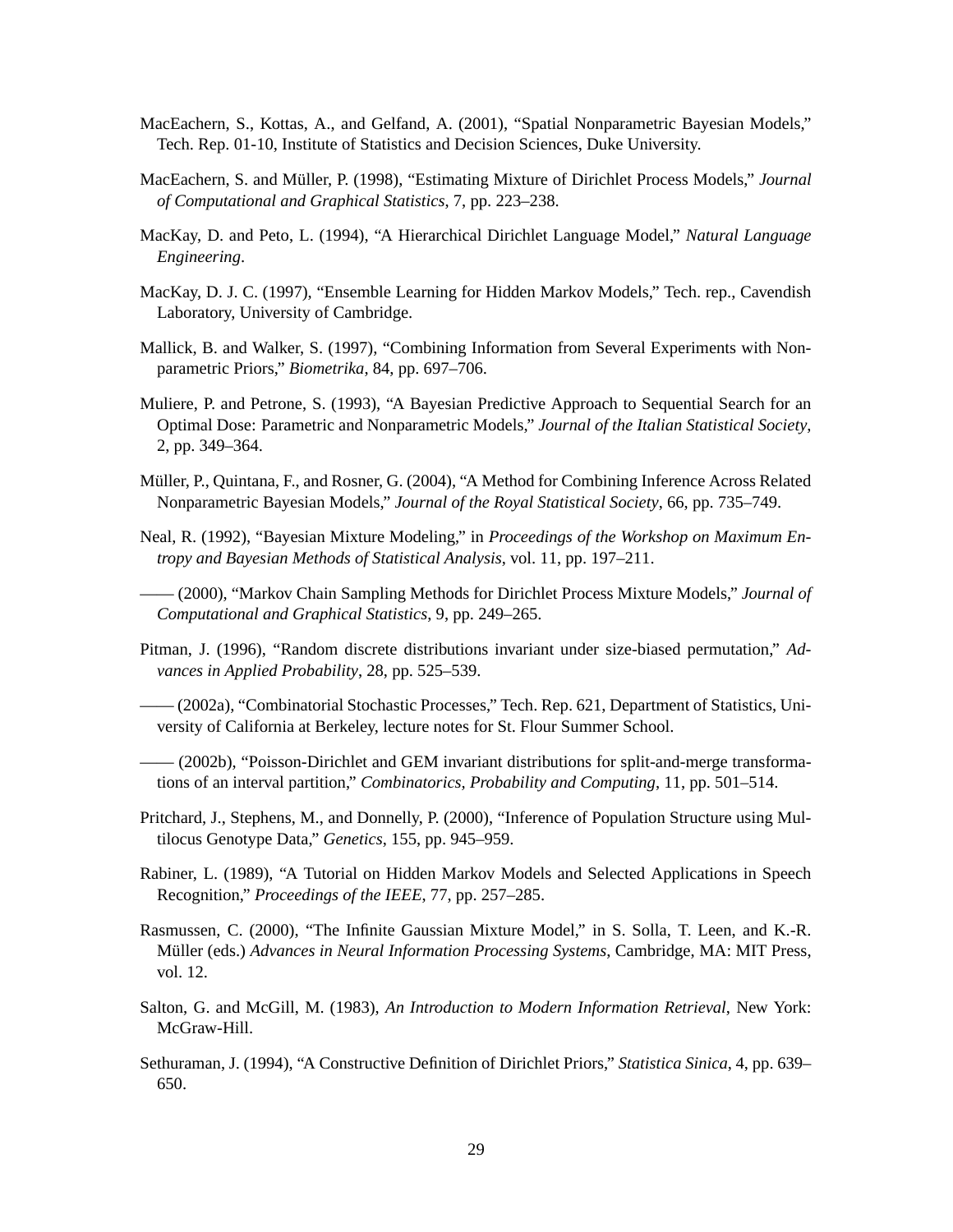MacEachern, S., Kottas, A., and Gelfand, A. (2001), "Spatial Nonparametric Bayesian Models," Tech. Rep. 01-10, Institute of Statistics and Decision Sciences, Duke University.

MacEachern, S. and Müller, P. (1998), "Estimating Mixture of Dirichlet Process Models," *Journal of Computational and Graphical Statistics*, 7, pp. 223–238.

MacKay, D. and Peto, L. (1994), "A Hierarchical Dirichlet Language Model," *Natural Language Engineering*.

MacKay, D. J. C. (1997), "Ensemble Learning for Hidden Markov Models," Tech. rep., Cavendish Laboratory, University of Cambridge.

Mallick, B. and Walker, S. (1997), "Combining Information from Several Experiments with Nonparametric Priors," *Biometrika*, 84, pp. 697–706.

Muliere, P. and Petrone, S. (1993), "A Bayesian Predictive Approach to Sequential Search for an Optimal Dose: Parametric and Nonparametric Models," *Journal of the Italian Statistical Society*, 2, pp. 349–364.

Müller, P., Quintana, F., and Rosner, G. (2004), "A Method for Combining Inference Across Related Nonparametric Bayesian Models," *Journal of the Royal Statistical Society*, 66, pp. 735–749.

Neal, R. (1992), "Bayesian Mixture Modeling," in *Proceedings of the Workshop on Maximum Entropy and Bayesian Methods of Statistical Analysis*, vol. 11, pp. 197–211.

—— (2000), "Markov Chain Sampling Methods for Dirichlet Process Mixture Models," *Journal of Computational and Graphical Statistics*, 9, pp. 249–265.

Pitman, J. (1996), "Random discrete distributions invariant under size-biased permutation," *Advances in Applied Probability*, 28, pp. 525–539.

—— (2002a), "Combinatorial Stochastic Processes," Tech. Rep. 621, Department of Statistics, University of California at Berkeley, lecture notes for St. Flour Summer School.

—— (2002b), "Poisson-Dirichlet and GEM invariant distributions for split-and-merge transformations of an interval partition," *Combinatorics, Probability and Computing*, 11, pp. 501–514.

Pritchard, J., Stephens, M., and Donnelly, P. (2000), "Inference of Population Structure using Multilocus Genotype Data," *Genetics*, 155, pp. 945–959.

Rabiner, L. (1989), "A Tutorial on Hidden Markov Models and Selected Applications in Speech Recognition," *Proceedings of the IEEE*, 77, pp. 257–285.

Rasmussen, C. (2000), "The Infinite Gaussian Mixture Model," in S. Solla, T. Leen, and K.-R. Müller (eds.) *Advances in Neural Information Processing Systems*, Cambridge, MA: MIT Press, vol. 12.

Salton, G. and McGill, M. (1983), *An Introduction to Modern Information Retrieval*, New York: McGraw-Hill.

Sethuraman, J. (1994), "A Constructive Definition of Dirichlet Priors," *Statistica Sinica*, 4, pp. 639–650.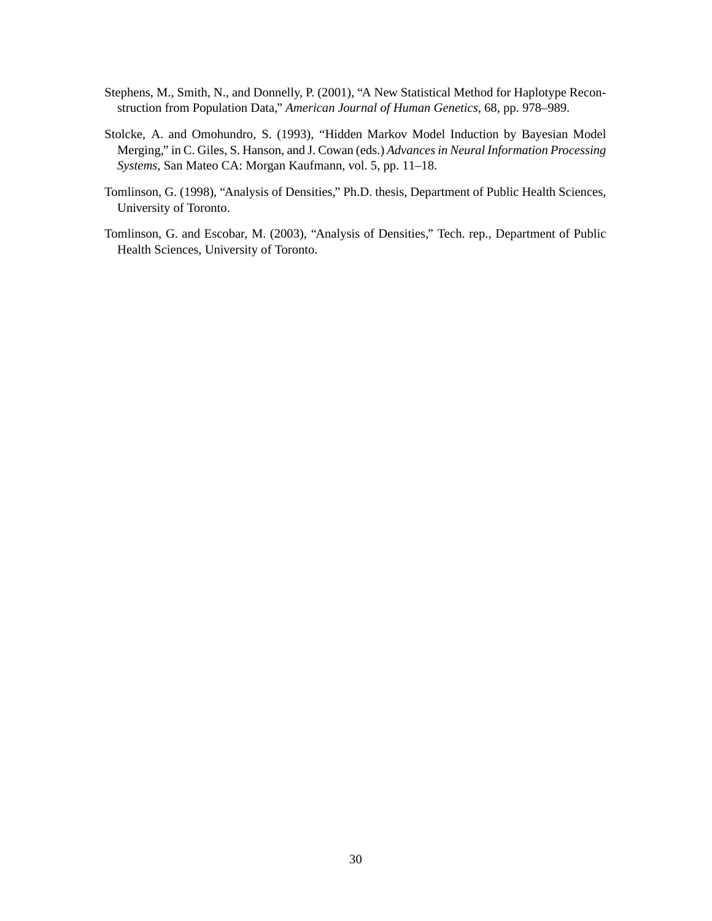Stephens, M., Smith, N., and Donnelly, P. (2001), "A New Statistical Method for Haplotype Reconstruction from Population Data," *American Journal of Human Genetics*, 68, pp. 978–989.

Stolcke, A. and Omohundro, S. (1993), "Hidden Markov Model Induction by Bayesian Model Merging," in C. Giles, S. Hanson, and J. Cowan (eds.) *Advances in Neural Information Processing Systems*, San Mateo CA: Morgan Kaufmann, vol. 5, pp. 11–18.

Tomlinson, G. (1998), "Analysis of Densities," Ph.D. thesis, Department of Public Health Sciences, University of Toronto.

Tomlinson, G. and Escobar, M. (2003), "Analysis of Densities," Tech. rep., Department of Public Health Sciences, University of Toronto.